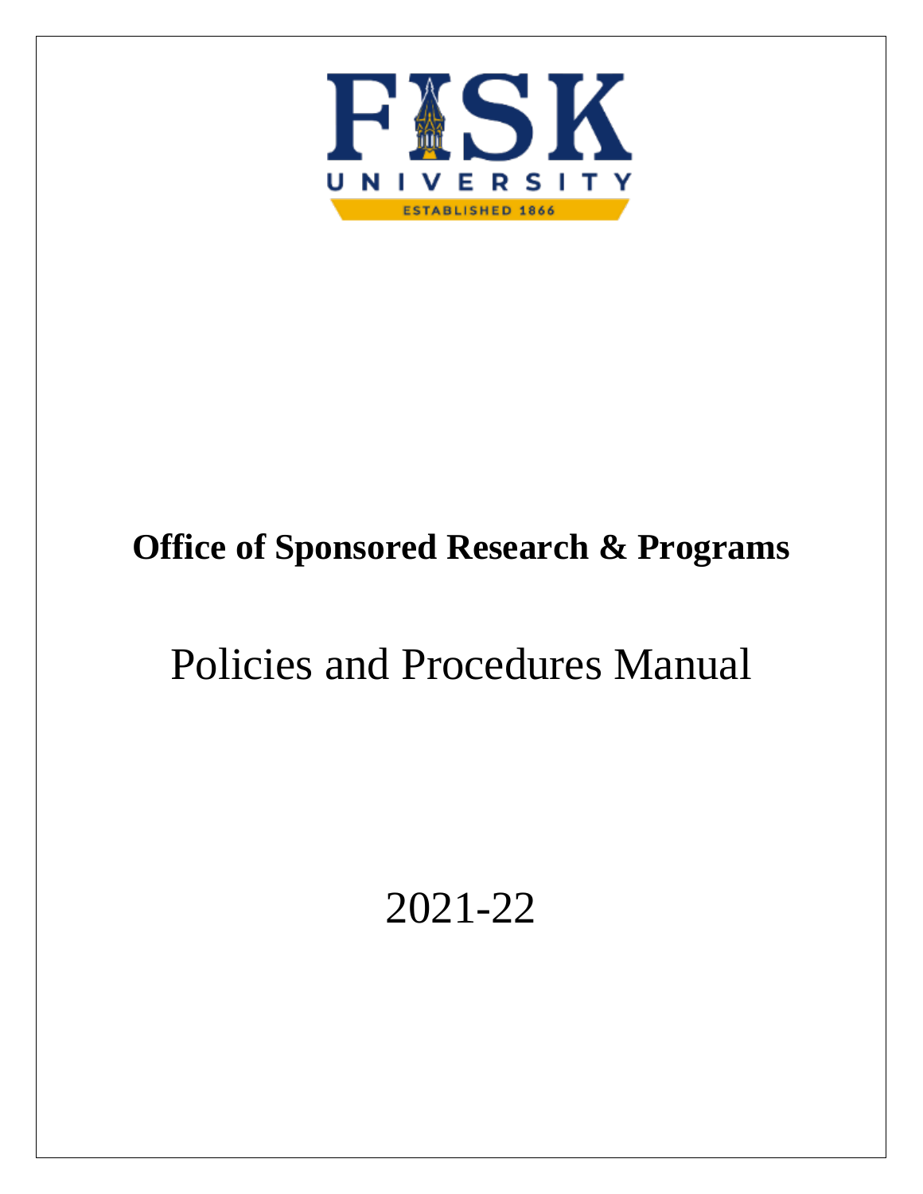FISK

UNIVERSITY

ESTABLISHED 1866

# Office of Sponsored Research & Programs

# Policies and Procedures Manual

2021-22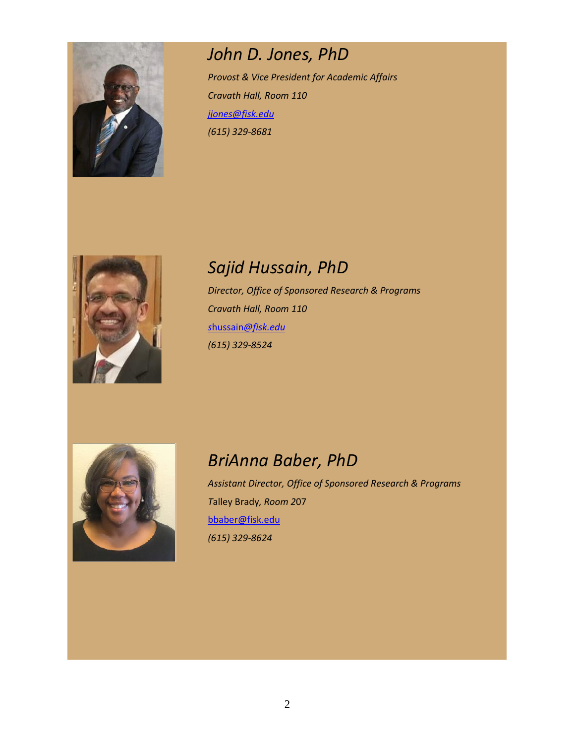## *John D. Jones, PhD*

*Provost & Vice President for Academic Affairs*

*Cravath Hall, Room 110*

*jjones@fisk.edu*

*(615) 329-8681*

## *Sajid Hussain, PhD*

*Director, Office of Sponsored Research & Programs*

*Cravath Hall, Room 110*

*shussain@fisk.edu*

*(615) 329-8524*

## *BriAnna Baber, PhD*

*Assistant Director, Office of Sponsored Research & Programs*

Talley Brady*, Room* 207

bbaber@fisk.edu

*(615) 329-8624*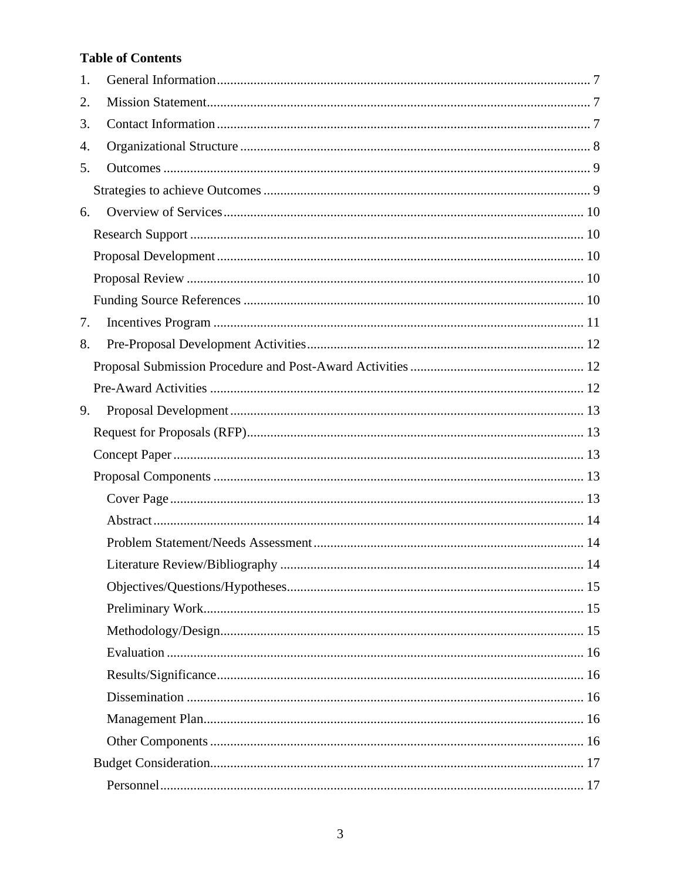**Table of Contents**

1. General Information ........ 7
2. Mission Statement ........ 7
3. Contact Information ........ 7
4. Organizational Structure ........ 8
5. Outcomes ........ 9
   - Strategies to achieve Outcomes ........ 9
6. Overview of Services ........ 10
   - Research Support ........ 10
   - Proposal Development ........ 10
   - Proposal Review ........ 10
   - Funding Source References ........ 10
7. Incentives Program ........ 11
8. Pre-Proposal Development Activities ........ 12
   - Proposal Submission Procedure and Post-Award Activities ........ 12
   - Pre-Award Activities ........ 12
9. Proposal Development ........ 13
   - Request for Proposals (RFP) ........ 13
   - Concept Paper ........ 13
   - Proposal Components ........ 13
     - Cover Page ........ 13
     - Abstract ........ 14
     - Problem Statement/Needs Assessment ........ 14
     - Literature Review/Bibliography ........ 14
     - Objectives/Questions/Hypotheses ........ 15
     - Preliminary Work ........ 15
     - Methodology/Design ........ 15
     - Evaluation ........ 16
     - Results/Significance ........ 16
     - Dissemination ........ 16
     - Management Plan ........ 16
     - Other Components ........ 16
   - Budget Consideration ........ 17
     - Personnel ........ 17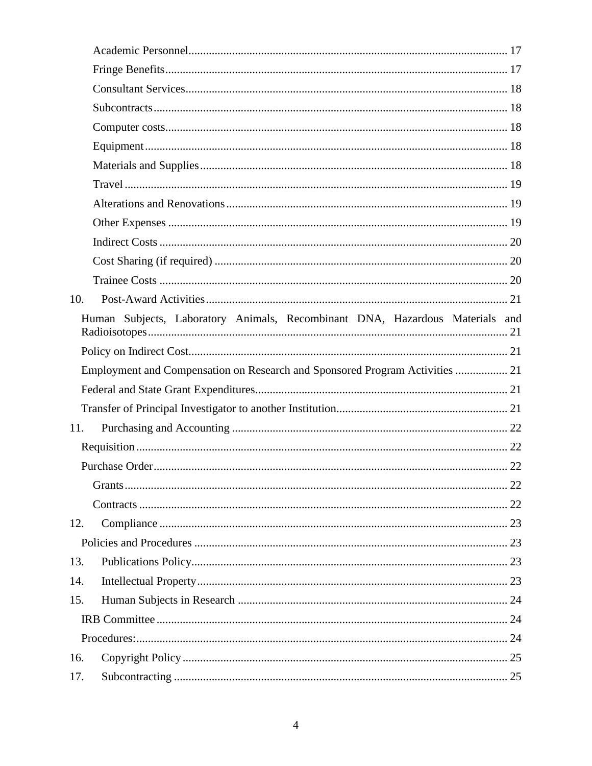Academic Personnel ........................................................................................................ 17

Fringe Benefits ................................................................................................................ 17

Consultant Services .......................................................................................................... 18

Subcontracts ..................................................................................................................... 18

Computer costs ................................................................................................................. 18

Equipment ........................................................................................................................ 18

Materials and Supplies ..................................................................................................... 18

Travel ............................................................................................................................... 19

Alterations and Renovations ............................................................................................ 19

Other Expenses ................................................................................................................ 19

Indirect Costs ................................................................................................................... 20

Cost Sharing (if required) ................................................................................................ 20

Trainee Costs ................................................................................................................... 20

10. Post-Award Activities ................................................................................................... 21

Human Subjects, Laboratory Animals, Recombinant DNA, Hazardous Materials and Radioisotopes ...................................................................................................................... 21

Policy on Indirect Cost ........................................................................................................ 21

Employment and Compensation on Research and Sponsored Program Activities ................. 21

Federal and State Grant Expenditures .................................................................................. 21

Transfer of Principal Investigator to another Institution ...................................................... 21

11. Purchasing and Accounting .......................................................................................... 22

Requisition .......................................................................................................................... 22

Purchase Order .................................................................................................................... 22

Grants ................................................................................................................................ 22

Contracts ............................................................................................................................ 22

12. Compliance ................................................................................................................... 23

Policies and Procedures ....................................................................................................... 23

13. Publications Policy ........................................................................................................ 23

14. Intellectual Property ...................................................................................................... 23

15. Human Subjects in Research ........................................................................................ 24

IRB Committee .................................................................................................................... 24

Procedures: .......................................................................................................................... 24

16. Copyright Policy ........................................................................................................... 25

17. Subcontracting .............................................................................................................. 25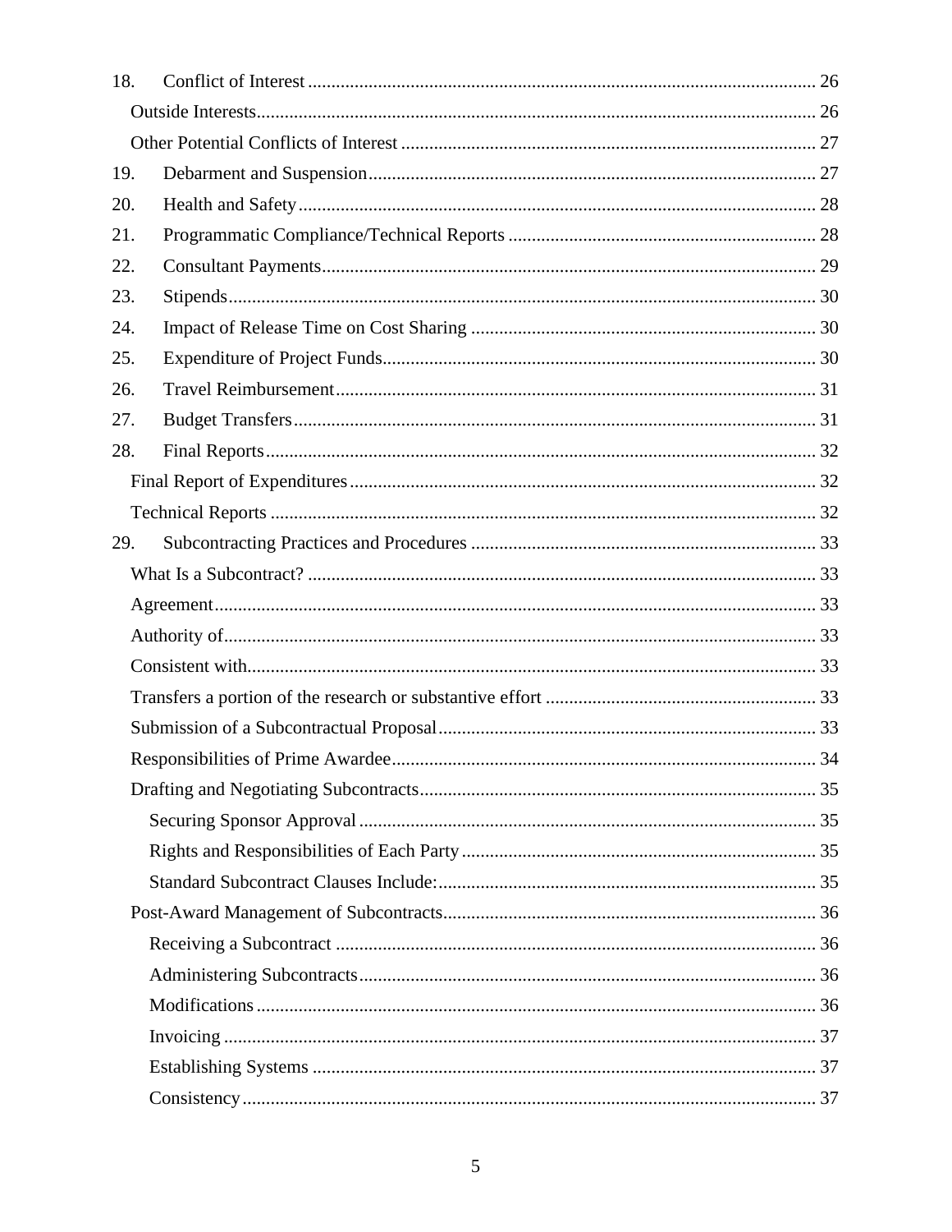18. Conflict of Interest ........................................................................................................... 26

   Outside Interests...................................................................................................... 26

   Other Potential Conflicts of Interest ........................................................................ 27

19. Debarment and Suspension............................................................................................... 27

20. Health and Safety............................................................................................................. 28

21. Programmatic Compliance/Technical Reports ................................................................. 28

22. Consultant Payments........................................................................................................ 29

23. Stipends........................................................................................................................... 30

24. Impact of Release Time on Cost Sharing ......................................................................... 30

25. Expenditure of Project Funds........................................................................................... 30

26. Travel Reimbursement..................................................................................................... 31

27. Budget Transfers.............................................................................................................. 31

28. Final Reports.................................................................................................................... 32

   Final Report of Expenditures.................................................................................. 32

   Technical Reports ................................................................................................... 32

29. Subcontracting Practices and Procedures ......................................................................... 33

   What Is a Subcontract? ........................................................................................... 33

   Agreement............................................................................................................... 33

   Authority of............................................................................................................. 33

   Consistent with........................................................................................................ 33

   Transfers a portion of the research or substantive effort ......................................... 33

   Submission of a Subcontractual Proposal............................................................... 33

   Responsibilities of Prime Awardee......................................................................... 34

   Drafting and Negotiating Subcontracts................................................................... 35

      Securing Sponsor Approval ................................................................................ 35

      Rights and Responsibilities of Each Party .......................................................... 35

      Standard Subcontract Clauses Include:............................................................... 35

   Post-Award Management of Subcontracts.............................................................. 36

      Receiving a Subcontract ..................................................................................... 36

      Administering Subcontracts................................................................................ 36

      Modifications...................................................................................................... 36

      Invoicing ............................................................................................................. 37

      Establishing Systems .......................................................................................... 37

      Consistency......................................................................................................... 37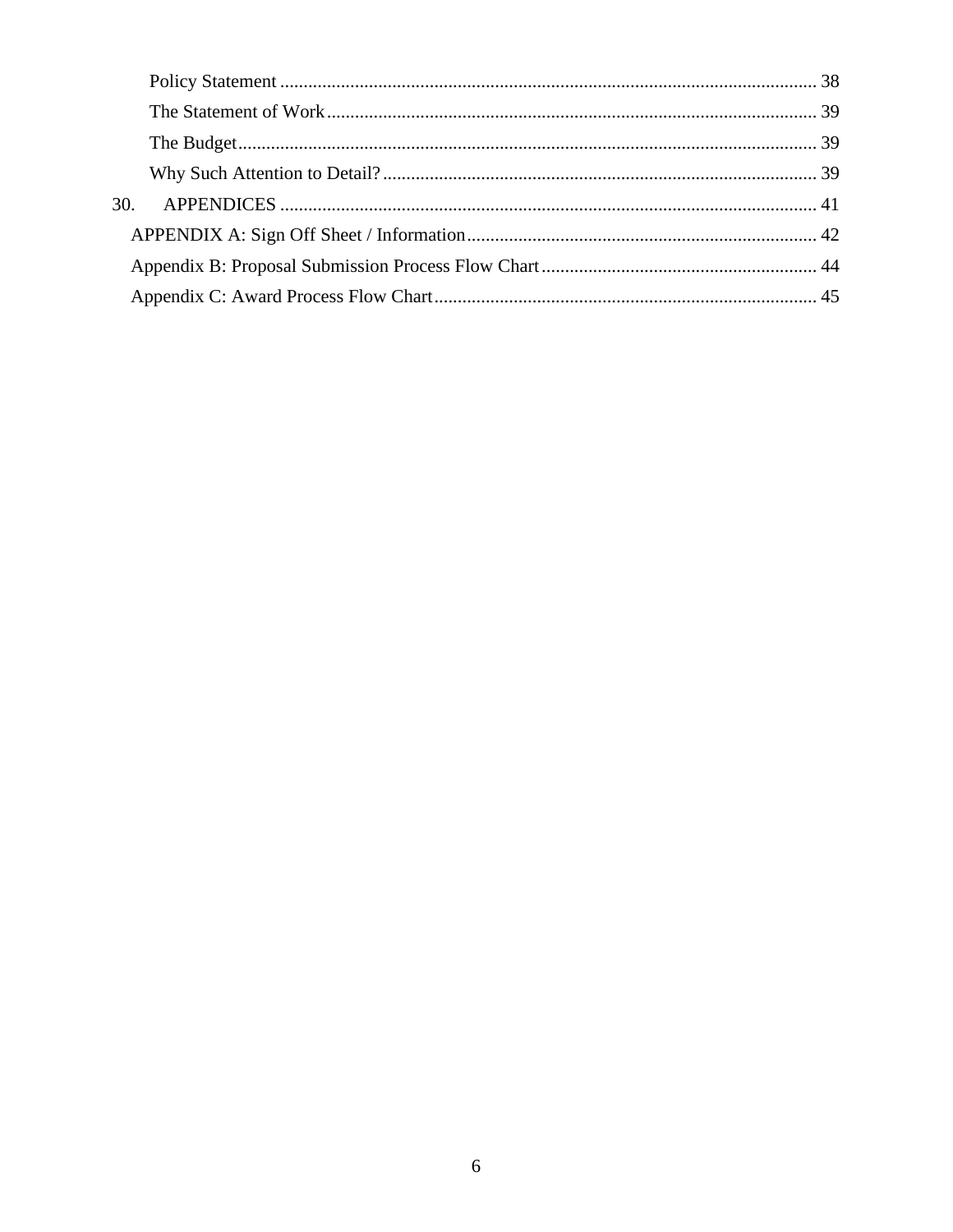Policy Statement .................................................................................................................. 38
The Statement of Work ......................................................................................................... 39
The Budget ............................................................................................................................ 39
Why Such Attention to Detail? ............................................................................................. 39

30. APPENDICES ................................................................................................................... 41
APPENDIX A: Sign Off Sheet / Information ........................................................................... 42
Appendix B: Proposal Submission Process Flow Chart ........................................................... 44
Appendix C: Award Process Flow Chart ................................................................................. 45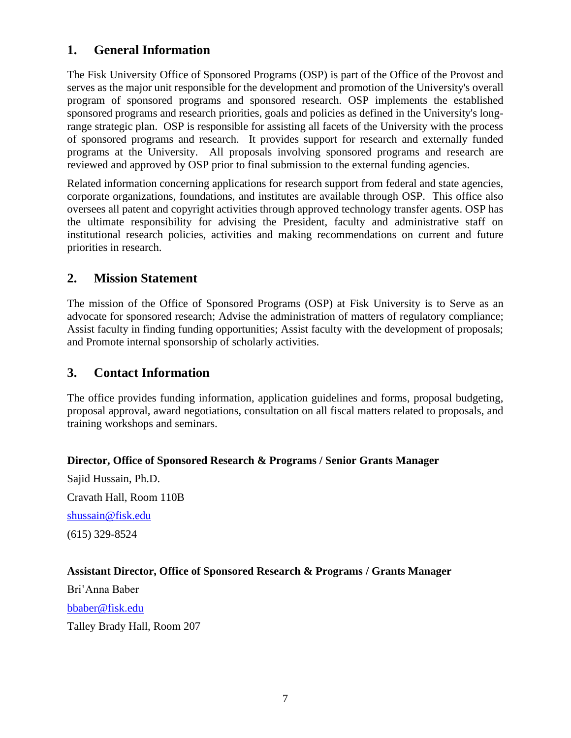## 1. General Information

The Fisk University Office of Sponsored Programs (OSP) is part of the Office of the Provost and serves as the major unit responsible for the development and promotion of the University's overall program of sponsored programs and sponsored research. OSP implements the established sponsored programs and research priorities, goals and policies as defined in the University's long-range strategic plan. OSP is responsible for assisting all facets of the University with the process of sponsored programs and research. It provides support for research and externally funded programs at the University. All proposals involving sponsored programs and research are reviewed and approved by OSP prior to final submission to the external funding agencies.

Related information concerning applications for research support from federal and state agencies, corporate organizations, foundations, and institutes are available through OSP. This office also oversees all patent and copyright activities through approved technology transfer agents. OSP has the ultimate responsibility for advising the President, faculty and administrative staff on institutional research policies, activities and making recommendations on current and future priorities in research.

## 2. Mission Statement

The mission of the Office of Sponsored Programs (OSP) at Fisk University is to Serve as an advocate for sponsored research; Advise the administration of matters of regulatory compliance; Assist faculty in finding funding opportunities; Assist faculty with the development of proposals; and Promote internal sponsorship of scholarly activities.

## 3. Contact Information

The office provides funding information, application guidelines and forms, proposal budgeting, proposal approval, award negotiations, consultation on all fiscal matters related to proposals, and training workshops and seminars.

**Director, Office of Sponsored Research & Programs / Senior Grants Manager**

Sajid Hussain, Ph.D.

Cravath Hall, Room 110B

shussain@fisk.edu

(615) 329-8524

**Assistant Director, Office of Sponsored Research & Programs / Grants Manager**

Bri'Anna Baber

bbaber@fisk.edu

Talley Brady Hall, Room 207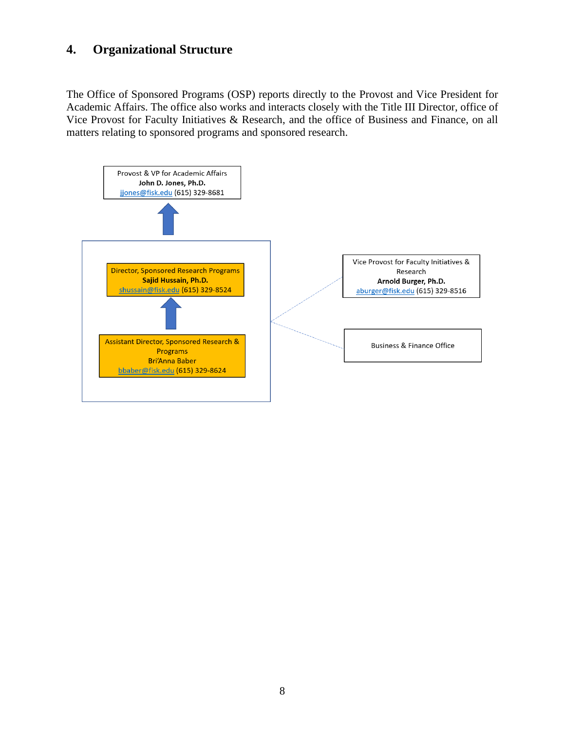## 4. Organizational Structure

The Office of Sponsored Programs (OSP) reports directly to the Provost and Vice President for Academic Affairs. The office also works and interacts closely with the Title III Director, office of Vice Provost for Faculty Initiatives & Research, and the office of Business and Finance, on all matters relating to sponsored programs and sponsored research.

Provost & VP for Academic Affairs
**John D. Jones, Ph.D.**
jjones@fisk.edu (615) 329-8681

Director, Sponsored Research Programs
**Sajid Hussain, Ph.D.**
shussain@fisk.edu (615) 329-8524

Assistant Director, Sponsored Research & Programs
Bri'Anna Baber
bbaber@fisk.edu (615) 329-8624

Vice Provost for Faculty Initiatives & Research
**Arnold Burger, Ph.D.**
aburger@fisk.edu (615) 329-8516

Business & Finance Office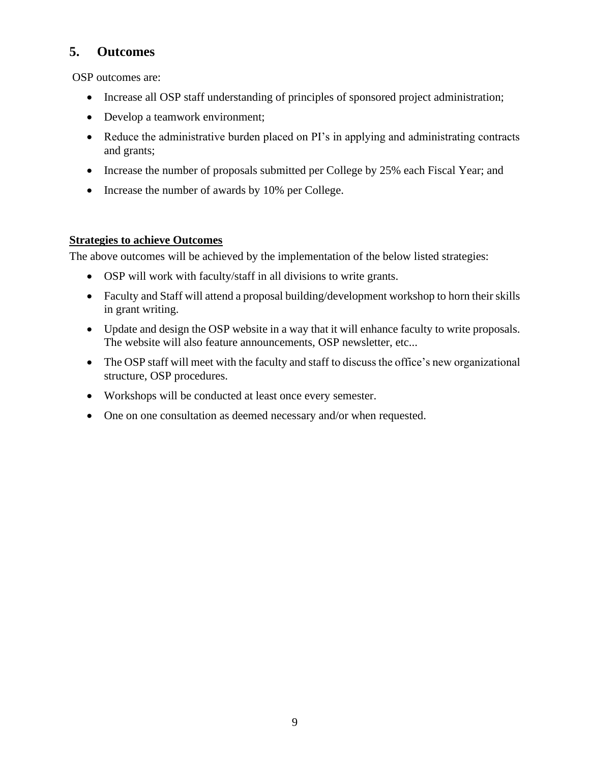## 5. Outcomes

OSP outcomes are:

- Increase all OSP staff understanding of principles of sponsored project administration;
- Develop a teamwork environment;
- Reduce the administrative burden placed on PI's in applying and administrating contracts and grants;
- Increase the number of proposals submitted per College by 25% each Fiscal Year; and
- Increase the number of awards by 10% per College.

**Strategies to achieve Outcomes**

The above outcomes will be achieved by the implementation of the below listed strategies:

- OSP will work with faculty/staff in all divisions to write grants.
- Faculty and Staff will attend a proposal building/development workshop to horn their skills in grant writing.
- Update and design the OSP website in a way that it will enhance faculty to write proposals. The website will also feature announcements, OSP newsletter, etc...
- The OSP staff will meet with the faculty and staff to discuss the office's new organizational structure, OSP procedures.
- Workshops will be conducted at least once every semester.
- One on one consultation as deemed necessary and/or when requested.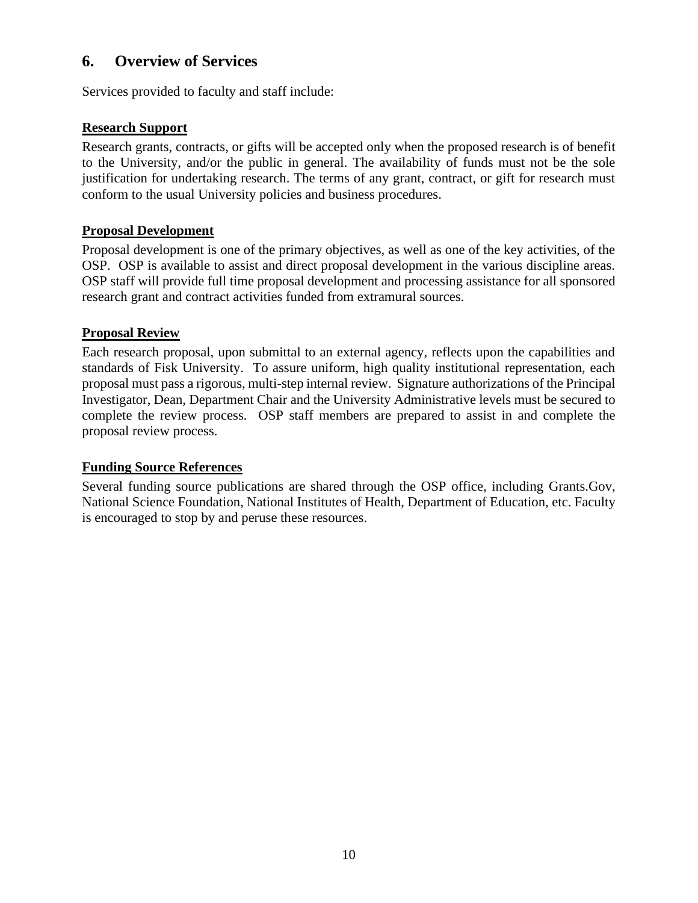## 6. Overview of Services

Services provided to faculty and staff include:

**Research Support**

Research grants, contracts, or gifts will be accepted only when the proposed research is of benefit to the University, and/or the public in general. The availability of funds must not be the sole justification for undertaking research. The terms of any grant, contract, or gift for research must conform to the usual University policies and business procedures.

**Proposal Development**

Proposal development is one of the primary objectives, as well as one of the key activities, of the OSP. OSP is available to assist and direct proposal development in the various discipline areas. OSP staff will provide full time proposal development and processing assistance for all sponsored research grant and contract activities funded from extramural sources.

**Proposal Review**

Each research proposal, upon submittal to an external agency, reflects upon the capabilities and standards of Fisk University. To assure uniform, high quality institutional representation, each proposal must pass a rigorous, multi-step internal review. Signature authorizations of the Principal Investigator, Dean, Department Chair and the University Administrative levels must be secured to complete the review process. OSP staff members are prepared to assist in and complete the proposal review process.

**Funding Source References**

Several funding source publications are shared through the OSP office, including Grants.Gov, National Science Foundation, National Institutes of Health, Department of Education, etc. Faculty is encouraged to stop by and peruse these resources.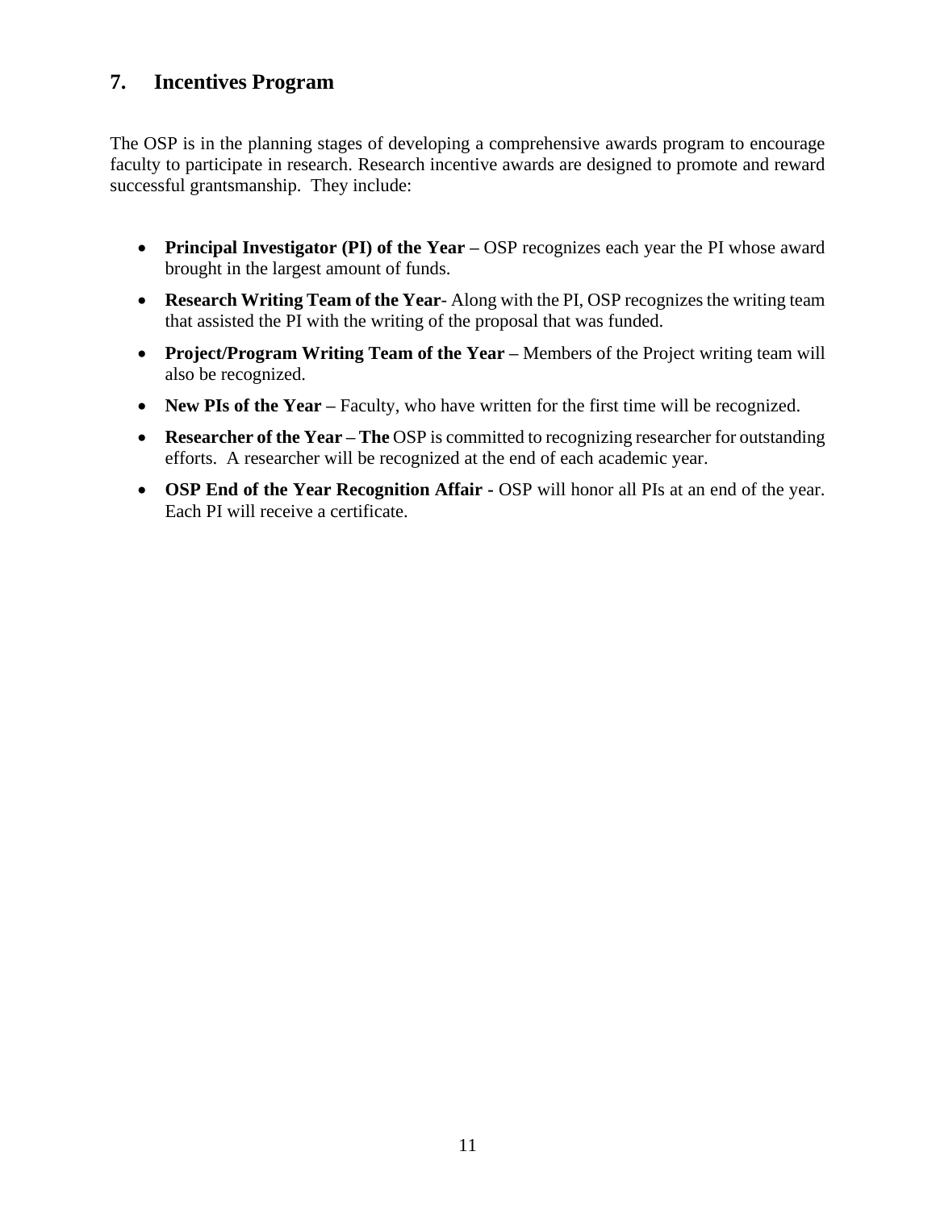## 7. Incentives Program

The OSP is in the planning stages of developing a comprehensive awards program to encourage faculty to participate in research. Research incentive awards are designed to promote and reward successful grantsmanship. They include:

- **Principal Investigator (PI) of the Year –** OSP recognizes each year the PI whose award brought in the largest amount of funds.
- **Research Writing Team of the Year**- Along with the PI, OSP recognizes the writing team that assisted the PI with the writing of the proposal that was funded.
- **Project/Program Writing Team of the Year –** Members of the Project writing team will also be recognized.
- **New PIs of the Year –** Faculty, who have written for the first time will be recognized.
- **Researcher of the Year – The** OSP is committed to recognizing researcher for outstanding efforts. A researcher will be recognized at the end of each academic year.
- **OSP End of the Year Recognition Affair -** OSP will honor all PIs at an end of the year. Each PI will receive a certificate.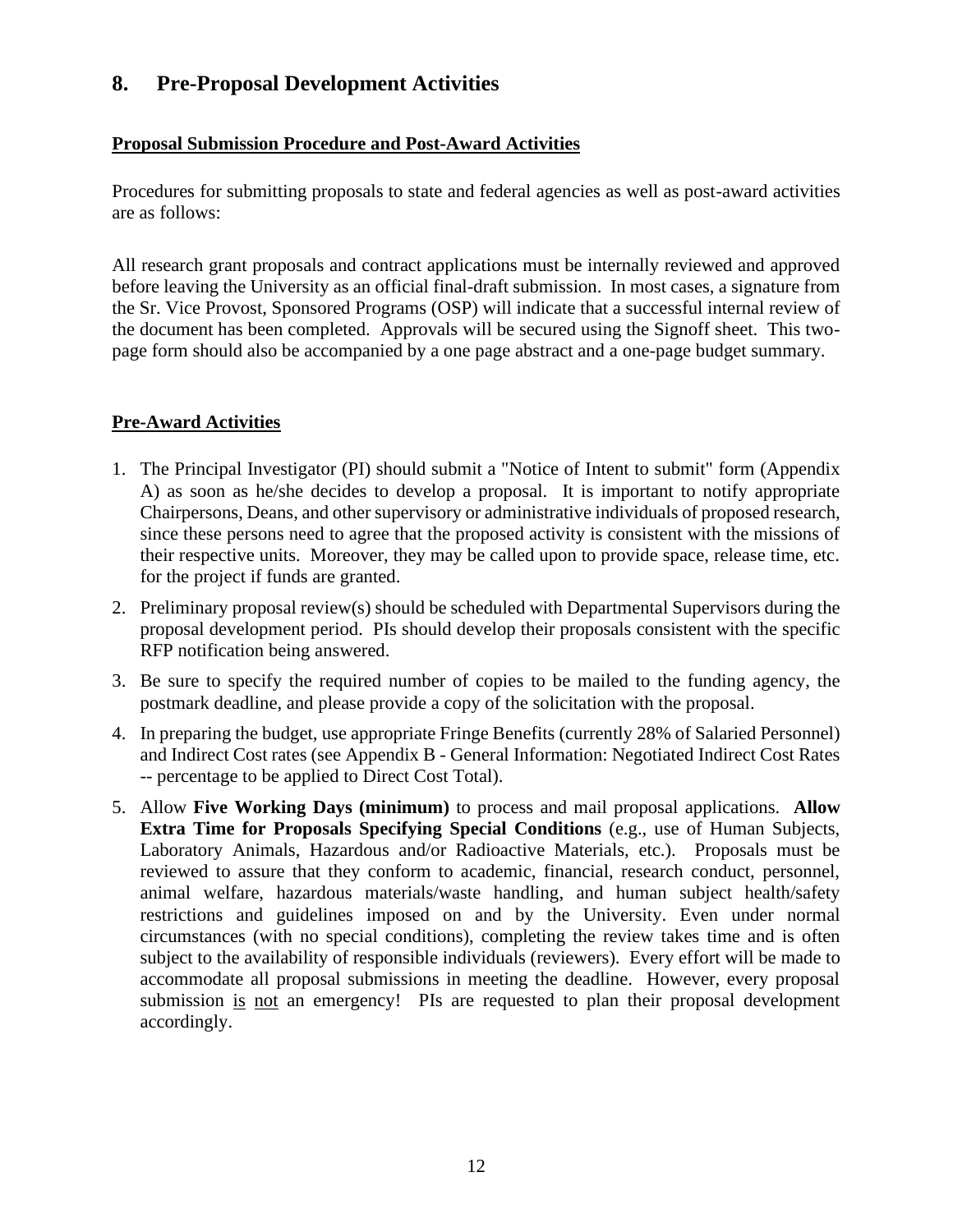## 8. Pre-Proposal Development Activities

**<u>Proposal Submission Procedure and Post-Award Activities</u>**

Procedures for submitting proposals to state and federal agencies as well as post-award activities are as follows:

All research grant proposals and contract applications must be internally reviewed and approved before leaving the University as an official final-draft submission. In most cases, a signature from the Sr. Vice Provost, Sponsored Programs (OSP) will indicate that a successful internal review of the document has been completed. Approvals will be secured using the Signoff sheet. This two-page form should also be accompanied by a one page abstract and a one-page budget summary.

**<u>Pre-Award Activities</u>**

1. The Principal Investigator (PI) should submit a "Notice of Intent to submit" form (Appendix A) as soon as he/she decides to develop a proposal. It is important to notify appropriate Chairpersons, Deans, and other supervisory or administrative individuals of proposed research, since these persons need to agree that the proposed activity is consistent with the missions of their respective units. Moreover, they may be called upon to provide space, release time, etc. for the project if funds are granted.
2. Preliminary proposal review(s) should be scheduled with Departmental Supervisors during the proposal development period. PIs should develop their proposals consistent with the specific RFP notification being answered.
3. Be sure to specify the required number of copies to be mailed to the funding agency, the postmark deadline, and please provide a copy of the solicitation with the proposal.
4. In preparing the budget, use appropriate Fringe Benefits (currently 28% of Salaried Personnel) and Indirect Cost rates (see Appendix B - General Information: Negotiated Indirect Cost Rates -- percentage to be applied to Direct Cost Total).
5. Allow **Five Working Days (minimum)** to process and mail proposal applications. **Allow Extra Time for Proposals Specifying Special Conditions** (e.g., use of Human Subjects, Laboratory Animals, Hazardous and/or Radioactive Materials, etc.). Proposals must be reviewed to assure that they conform to academic, financial, research conduct, personnel, animal welfare, hazardous materials/waste handling, and human subject health/safety restrictions and guidelines imposed on and by the University. Even under normal circumstances (with no special conditions), completing the review takes time and is often subject to the availability of responsible individuals (reviewers). Every effort will be made to accommodate all proposal submissions in meeting the deadline. However, every proposal submission <u>is</u> <u>not</u> an emergency! PIs are requested to plan their proposal development accordingly.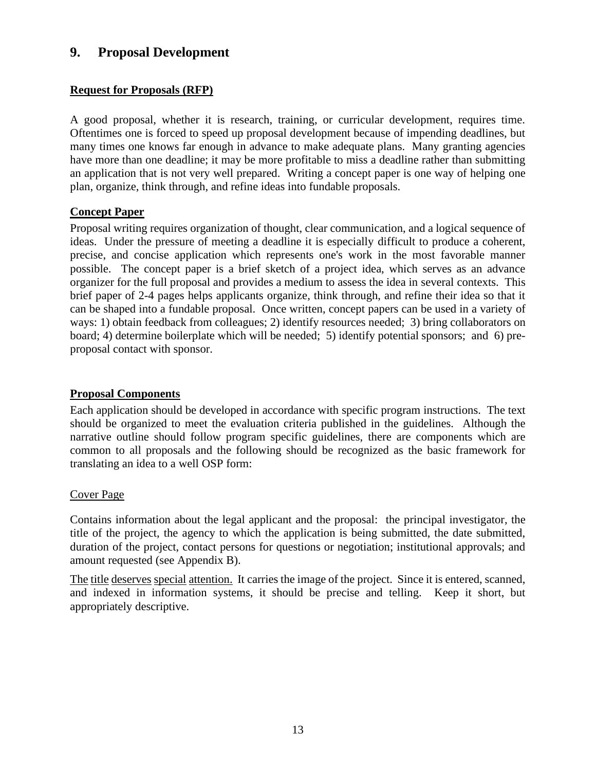## 9. Proposal Development

**Request for Proposals (RFP)**

A good proposal, whether it is research, training, or curricular development, requires time. Oftentimes one is forced to speed up proposal development because of impending deadlines, but many times one knows far enough in advance to make adequate plans. Many granting agencies have more than one deadline; it may be more profitable to miss a deadline rather than submitting an application that is not very well prepared. Writing a concept paper is one way of helping one plan, organize, think through, and refine ideas into fundable proposals.

**Concept Paper**

Proposal writing requires organization of thought, clear communication, and a logical sequence of ideas. Under the pressure of meeting a deadline it is especially difficult to produce a coherent, precise, and concise application which represents one's work in the most favorable manner possible. The concept paper is a brief sketch of a project idea, which serves as an advance organizer for the full proposal and provides a medium to assess the idea in several contexts. This brief paper of 2-4 pages helps applicants organize, think through, and refine their idea so that it can be shaped into a fundable proposal. Once written, concept papers can be used in a variety of ways: 1) obtain feedback from colleagues; 2) identify resources needed; 3) bring collaborators on board; 4) determine boilerplate which will be needed; 5) identify potential sponsors; and 6) pre-proposal contact with sponsor.

**Proposal Components**

Each application should be developed in accordance with specific program instructions. The text should be organized to meet the evaluation criteria published in the guidelines. Although the narrative outline should follow program specific guidelines, there are components which are common to all proposals and the following should be recognized as the basic framework for translating an idea to a well OSP form:

Cover Page

Contains information about the legal applicant and the proposal: the principal investigator, the title of the project, the agency to which the application is being submitted, the date submitted, duration of the project, contact persons for questions or negotiation; institutional approvals; and amount requested (see Appendix B).

The title deserves special attention. It carries the image of the project. Since it is entered, scanned, and indexed in information systems, it should be precise and telling. Keep it short, but appropriately descriptive.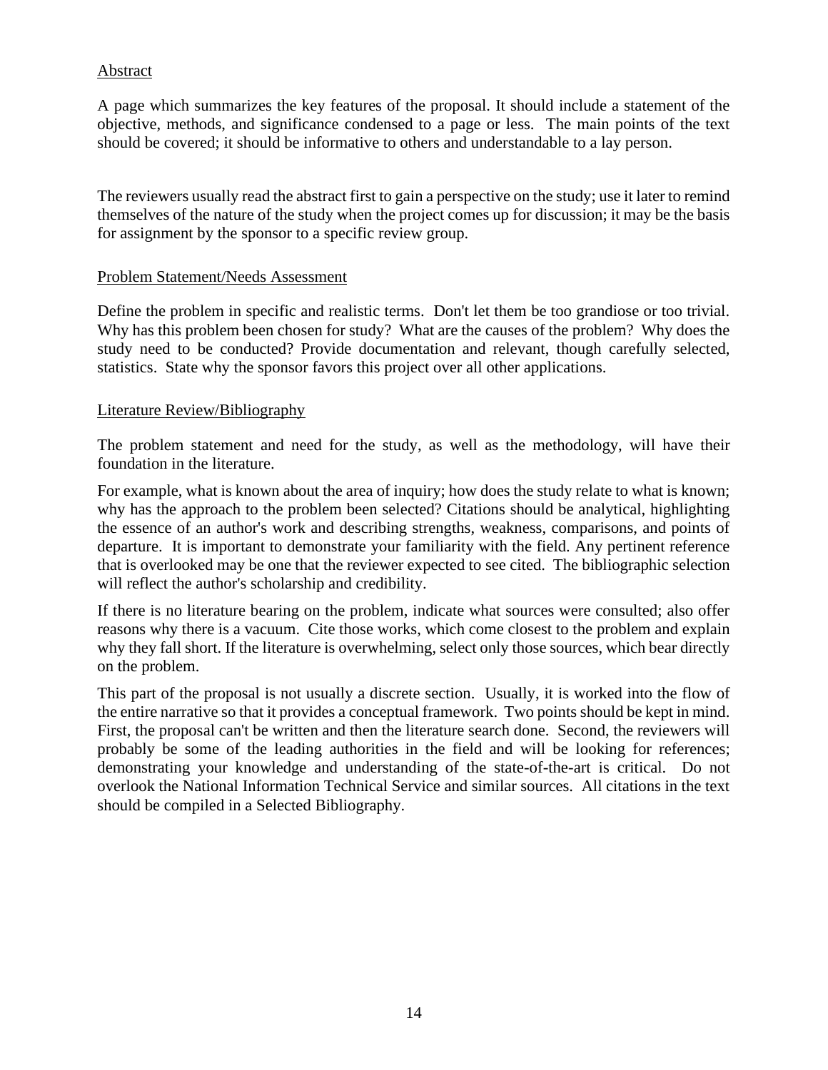## Abstract

A page which summarizes the key features of the proposal. It should include a statement of the objective, methods, and significance condensed to a page or less. The main points of the text should be covered; it should be informative to others and understandable to a lay person.

The reviewers usually read the abstract first to gain a perspective on the study; use it later to remind themselves of the nature of the study when the project comes up for discussion; it may be the basis for assignment by the sponsor to a specific review group.

## Problem Statement/Needs Assessment

Define the problem in specific and realistic terms. Don't let them be too grandiose or too trivial. Why has this problem been chosen for study? What are the causes of the problem? Why does the study need to be conducted? Provide documentation and relevant, though carefully selected, statistics. State why the sponsor favors this project over all other applications.

## Literature Review/Bibliography

The problem statement and need for the study, as well as the methodology, will have their foundation in the literature.

For example, what is known about the area of inquiry; how does the study relate to what is known; why has the approach to the problem been selected? Citations should be analytical, highlighting the essence of an author's work and describing strengths, weakness, comparisons, and points of departure. It is important to demonstrate your familiarity with the field. Any pertinent reference that is overlooked may be one that the reviewer expected to see cited. The bibliographic selection will reflect the author's scholarship and credibility.

If there is no literature bearing on the problem, indicate what sources were consulted; also offer reasons why there is a vacuum. Cite those works, which come closest to the problem and explain why they fall short. If the literature is overwhelming, select only those sources, which bear directly on the problem.

This part of the proposal is not usually a discrete section. Usually, it is worked into the flow of the entire narrative so that it provides a conceptual framework. Two points should be kept in mind. First, the proposal can't be written and then the literature search done. Second, the reviewers will probably be some of the leading authorities in the field and will be looking for references; demonstrating your knowledge and understanding of the state-of-the-art is critical. Do not overlook the National Information Technical Service and similar sources. All citations in the text should be compiled in a Selected Bibliography.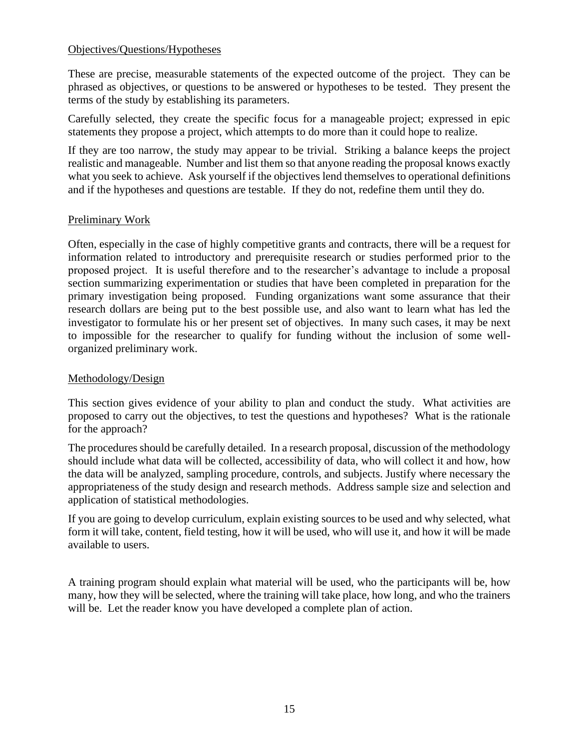## Objectives/Questions/Hypotheses

These are precise, measurable statements of the expected outcome of the project. They can be phrased as objectives, or questions to be answered or hypotheses to be tested. They present the terms of the study by establishing its parameters.

Carefully selected, they create the specific focus for a manageable project; expressed in epic statements they propose a project, which attempts to do more than it could hope to realize.

If they are too narrow, the study may appear to be trivial. Striking a balance keeps the project realistic and manageable. Number and list them so that anyone reading the proposal knows exactly what you seek to achieve. Ask yourself if the objectives lend themselves to operational definitions and if the hypotheses and questions are testable. If they do not, redefine them until they do.

## Preliminary Work

Often, especially in the case of highly competitive grants and contracts, there will be a request for information related to introductory and prerequisite research or studies performed prior to the proposed project. It is useful therefore and to the researcher's advantage to include a proposal section summarizing experimentation or studies that have been completed in preparation for the primary investigation being proposed. Funding organizations want some assurance that their research dollars are being put to the best possible use, and also want to learn what has led the investigator to formulate his or her present set of objectives. In many such cases, it may be next to impossible for the researcher to qualify for funding without the inclusion of some well-organized preliminary work.

## Methodology/Design

This section gives evidence of your ability to plan and conduct the study. What activities are proposed to carry out the objectives, to test the questions and hypotheses? What is the rationale for the approach?

The procedures should be carefully detailed. In a research proposal, discussion of the methodology should include what data will be collected, accessibility of data, who will collect it and how, how the data will be analyzed, sampling procedure, controls, and subjects. Justify where necessary the appropriateness of the study design and research methods. Address sample size and selection and application of statistical methodologies.

If you are going to develop curriculum, explain existing sources to be used and why selected, what form it will take, content, field testing, how it will be used, who will use it, and how it will be made available to users.

A training program should explain what material will be used, who the participants will be, how many, how they will be selected, where the training will take place, how long, and who the trainers will be. Let the reader know you have developed a complete plan of action.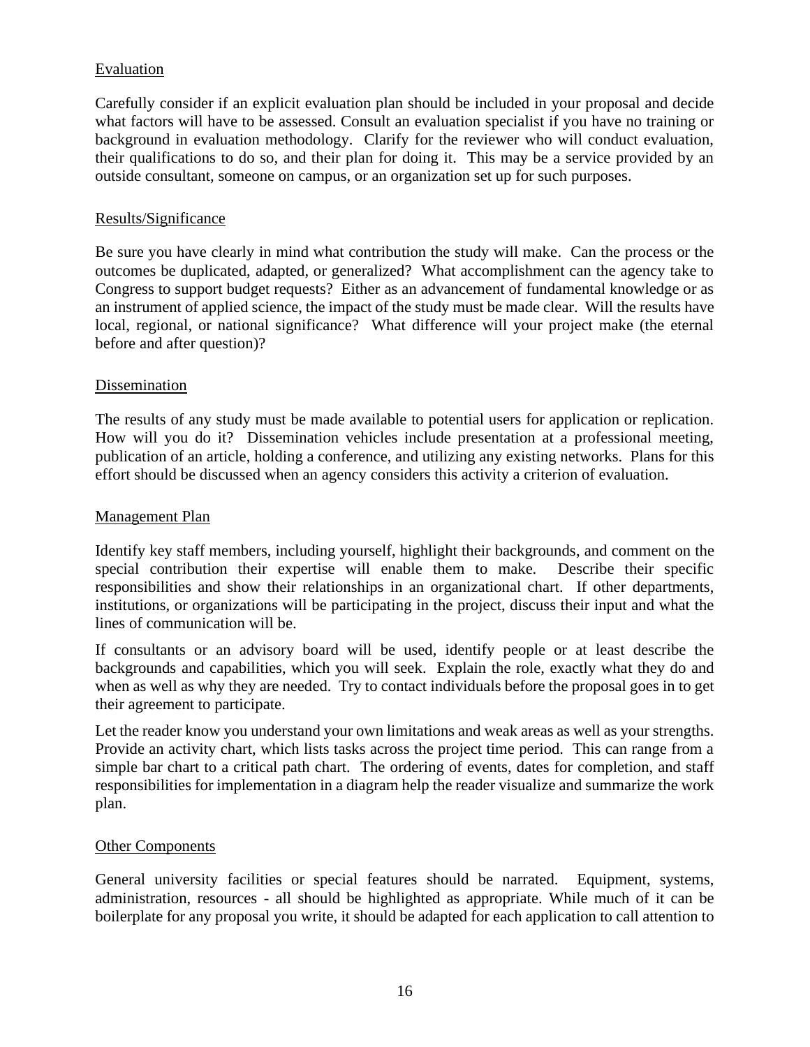<u>Evaluation</u>

Carefully consider if an explicit evaluation plan should be included in your proposal and decide what factors will have to be assessed. Consult an evaluation specialist if you have no training or background in evaluation methodology. Clarify for the reviewer who will conduct evaluation, their qualifications to do so, and their plan for doing it. This may be a service provided by an outside consultant, someone on campus, or an organization set up for such purposes.

<u>Results/Significance</u>

Be sure you have clearly in mind what contribution the study will make. Can the process or the outcomes be duplicated, adapted, or generalized? What accomplishment can the agency take to Congress to support budget requests? Either as an advancement of fundamental knowledge or as an instrument of applied science, the impact of the study must be made clear. Will the results have local, regional, or national significance? What difference will your project make (the eternal before and after question)?

<u>Dissemination</u>

The results of any study must be made available to potential users for application or replication. How will you do it? Dissemination vehicles include presentation at a professional meeting, publication of an article, holding a conference, and utilizing any existing networks. Plans for this effort should be discussed when an agency considers this activity a criterion of evaluation.

<u>Management Plan</u>

Identify key staff members, including yourself, highlight their backgrounds, and comment on the special contribution their expertise will enable them to make. Describe their specific responsibilities and show their relationships in an organizational chart. If other departments, institutions, or organizations will be participating in the project, discuss their input and what the lines of communication will be.

If consultants or an advisory board will be used, identify people or at least describe the backgrounds and capabilities, which you will seek. Explain the role, exactly what they do and when as well as why they are needed. Try to contact individuals before the proposal goes in to get their agreement to participate.

Let the reader know you understand your own limitations and weak areas as well as your strengths. Provide an activity chart, which lists tasks across the project time period. This can range from a simple bar chart to a critical path chart. The ordering of events, dates for completion, and staff responsibilities for implementation in a diagram help the reader visualize and summarize the work plan.

<u>Other Components</u>

General university facilities or special features should be narrated. Equipment, systems, administration, resources - all should be highlighted as appropriate. While much of it can be boilerplate for any proposal you write, it should be adapted for each application to call attention to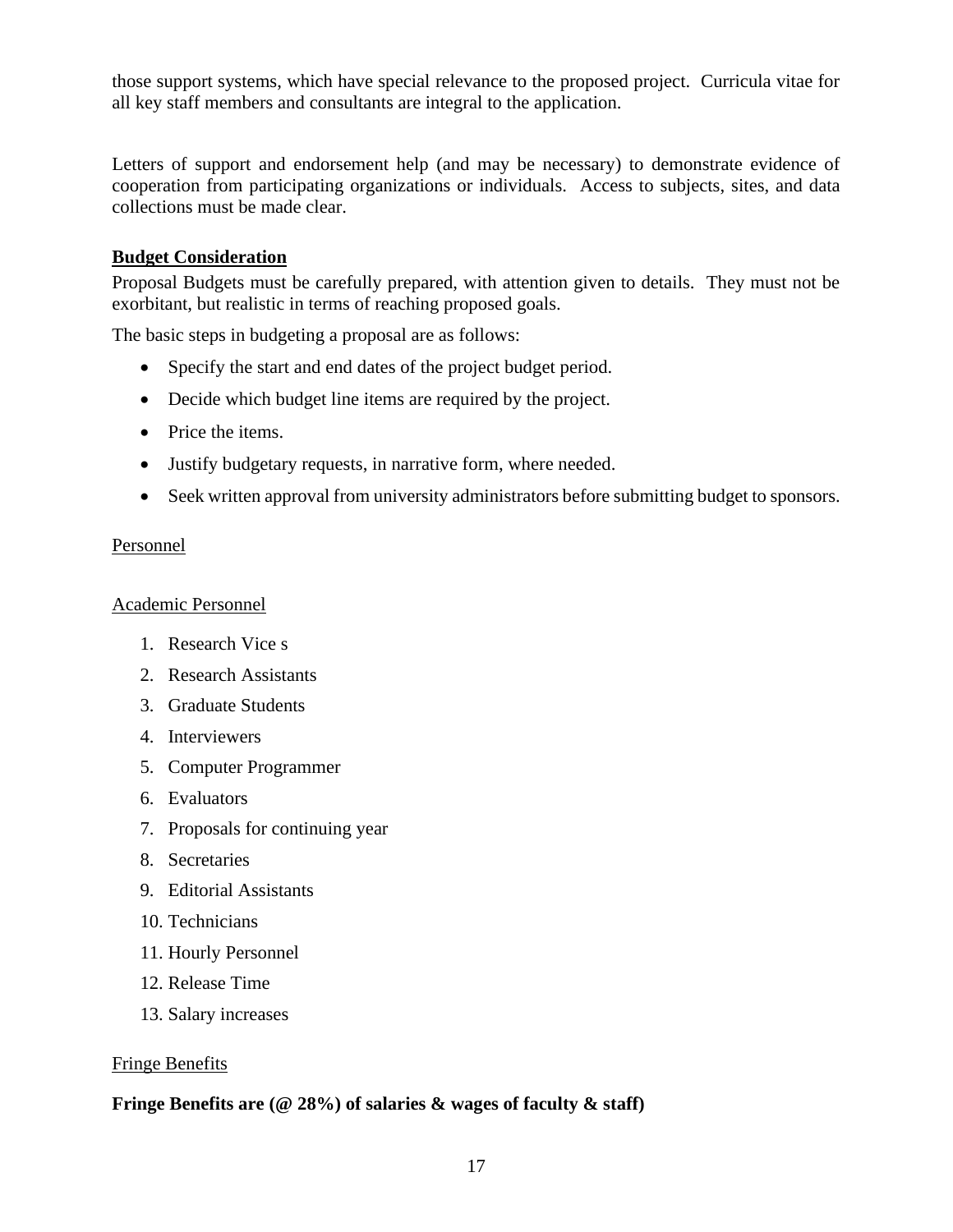those support systems, which have special relevance to the proposed project. Curricula vitae for all key staff members and consultants are integral to the application.

Letters of support and endorsement help (and may be necessary) to demonstrate evidence of cooperation from participating organizations or individuals. Access to subjects, sites, and data collections must be made clear.

**Budget Consideration**

Proposal Budgets must be carefully prepared, with attention given to details. They must not be exorbitant, but realistic in terms of reaching proposed goals.

The basic steps in budgeting a proposal are as follows:

- Specify the start and end dates of the project budget period.
- Decide which budget line items are required by the project.
- Price the items.
- Justify budgetary requests, in narrative form, where needed.
- Seek written approval from university administrators before submitting budget to sponsors.

Personnel

Academic Personnel

1. Research Vice s
2. Research Assistants
3. Graduate Students
4. Interviewers
5. Computer Programmer
6. Evaluators
7. Proposals for continuing year
8. Secretaries
9. Editorial Assistants
10. Technicians
11. Hourly Personnel
12. Release Time
13. Salary increases

Fringe Benefits

**Fringe Benefits are (@ 28%) of salaries & wages of faculty & staff)**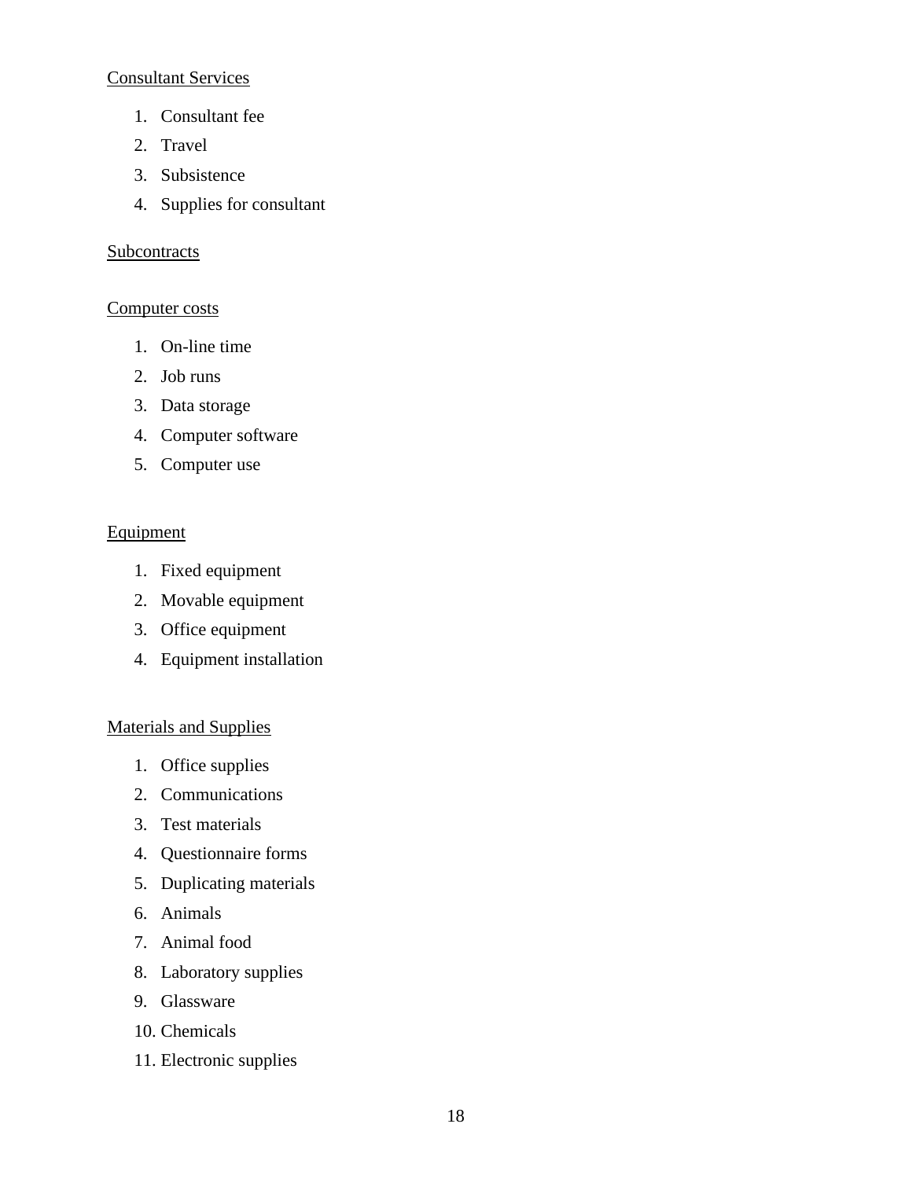<u>Consultant Services</u>

1. Consultant fee
2. Travel
3. Subsistence
4. Supplies for consultant

<u>Subcontracts</u>

<u>Computer costs</u>

1. On-line time
2. Job runs
3. Data storage
4. Computer software
5. Computer use

<u>Equipment</u>

1. Fixed equipment
2. Movable equipment
3. Office equipment
4. Equipment installation

<u>Materials and Supplies</u>

1. Office supplies
2. Communications
3. Test materials
4. Questionnaire forms
5. Duplicating materials
6. Animals
7. Animal food
8. Laboratory supplies
9. Glassware
10. Chemicals
11. Electronic supplies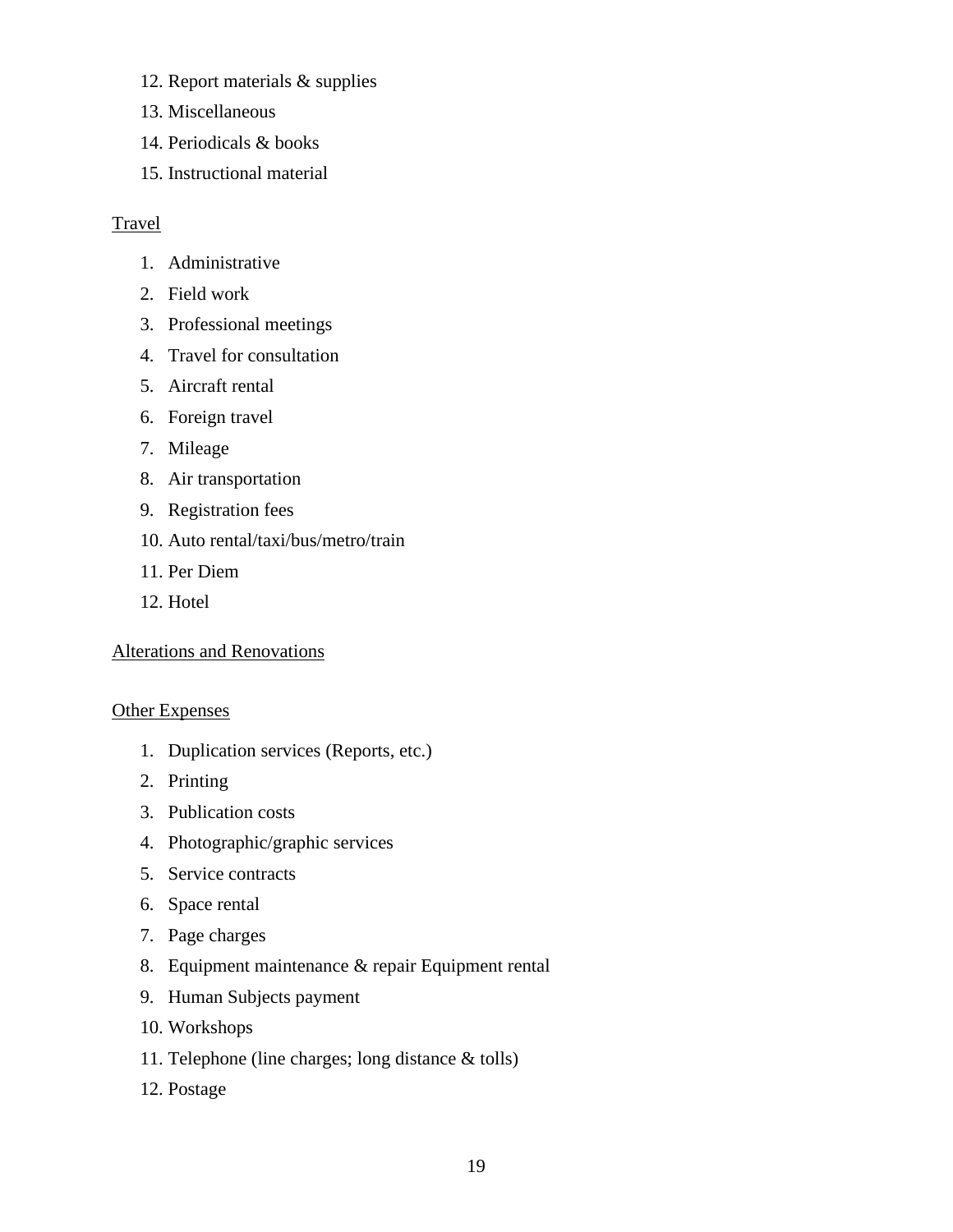12. Report materials & supplies
13. Miscellaneous
14. Periodicals & books
15. Instructional material

<u>Travel</u>

1. Administrative
2. Field work
3. Professional meetings
4. Travel for consultation
5. Aircraft rental
6. Foreign travel
7. Mileage
8. Air transportation
9. Registration fees
10. Auto rental/taxi/bus/metro/train
11. Per Diem
12. Hotel

<u>Alterations and Renovations</u>

<u>Other Expenses</u>

1. Duplication services (Reports, etc.)
2. Printing
3. Publication costs
4. Photographic/graphic services
5. Service contracts
6. Space rental
7. Page charges
8. Equipment maintenance & repair Equipment rental
9. Human Subjects payment
10. Workshops
11. Telephone (line charges; long distance & tolls)
12. Postage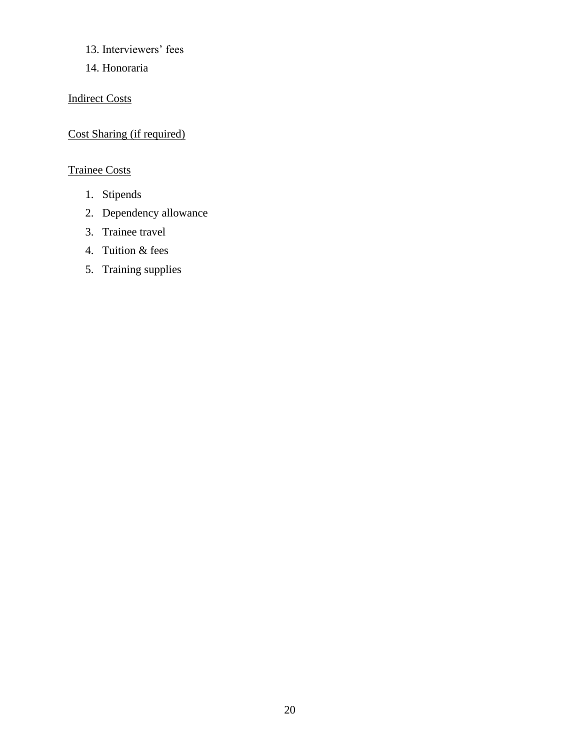13. Interviewers’ fees
14. Honoraria

<u>Indirect Costs</u>

<u>Cost Sharing (if required)</u>

<u>Trainee Costs</u>

1. Stipends
2. Dependency allowance
3. Trainee travel
4. Tuition & fees
5. Training supplies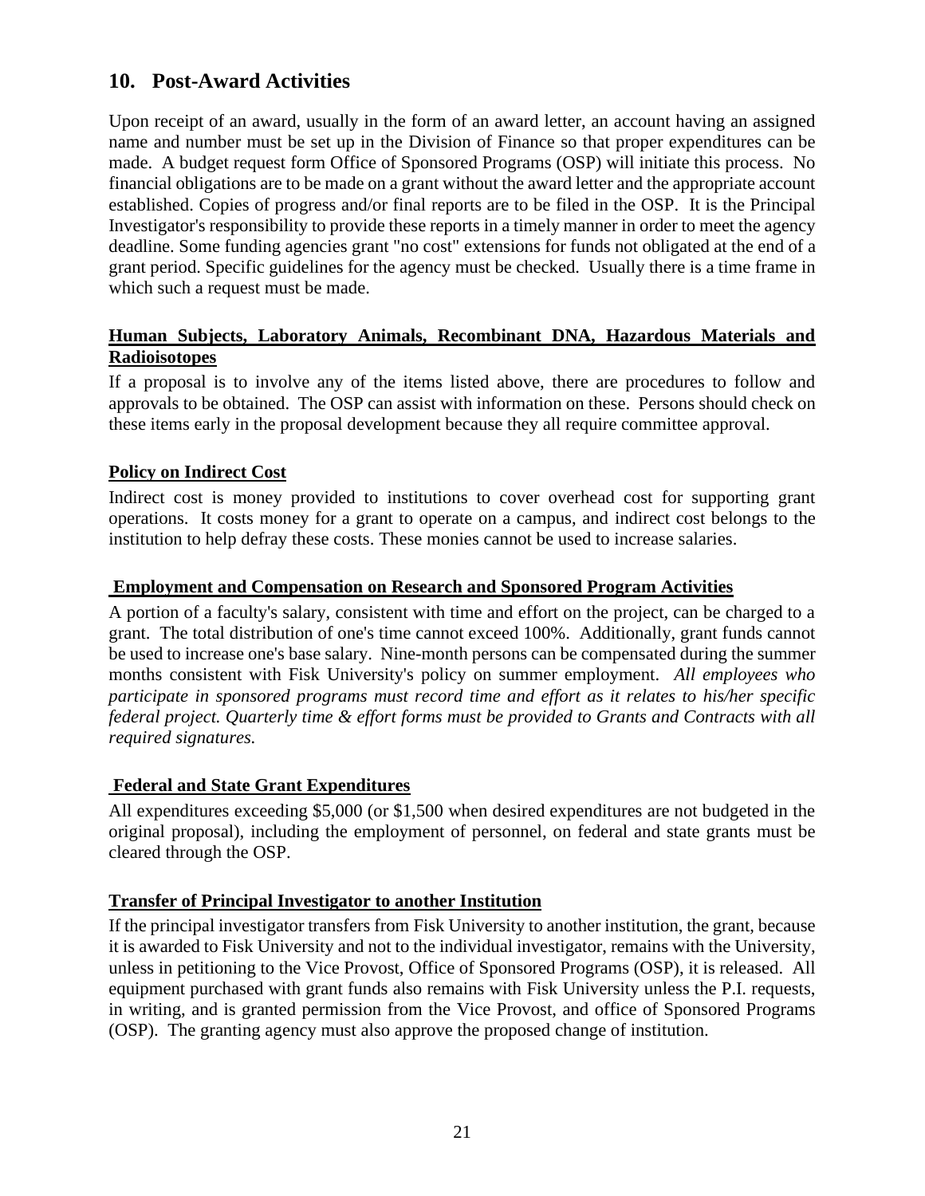## 10. Post-Award Activities

Upon receipt of an award, usually in the form of an award letter, an account having an assigned name and number must be set up in the Division of Finance so that proper expenditures can be made. A budget request form Office of Sponsored Programs (OSP) will initiate this process. No financial obligations are to be made on a grant without the award letter and the appropriate account established. Copies of progress and/or final reports are to be filed in the OSP. It is the Principal Investigator's responsibility to provide these reports in a timely manner in order to meet the agency deadline. Some funding agencies grant "no cost" extensions for funds not obligated at the end of a grant period. Specific guidelines for the agency must be checked. Usually there is a time frame in which such a request must be made.

### Human Subjects, Laboratory Animals, Recombinant DNA, Hazardous Materials and Radioisotopes

If a proposal is to involve any of the items listed above, there are procedures to follow and approvals to be obtained. The OSP can assist with information on these. Persons should check on these items early in the proposal development because they all require committee approval.

### Policy on Indirect Cost

Indirect cost is money provided to institutions to cover overhead cost for supporting grant operations. It costs money for a grant to operate on a campus, and indirect cost belongs to the institution to help defray these costs. These monies cannot be used to increase salaries.

### Employment and Compensation on Research and Sponsored Program Activities

A portion of a faculty's salary, consistent with time and effort on the project, can be charged to a grant. The total distribution of one's time cannot exceed 100%. Additionally, grant funds cannot be used to increase one's base salary. Nine-month persons can be compensated during the summer months consistent with Fisk University's policy on summer employment. *All employees who participate in sponsored programs must record time and effort as it relates to his/her specific federal project. Quarterly time & effort forms must be provided to Grants and Contracts with all required signatures.*

### Federal and State Grant Expenditures

All expenditures exceeding $5,000 (or $1,500 when desired expenditures are not budgeted in the original proposal), including the employment of personnel, on federal and state grants must be cleared through the OSP.

### Transfer of Principal Investigator to another Institution

If the principal investigator transfers from Fisk University to another institution, the grant, because it is awarded to Fisk University and not to the individual investigator, remains with the University, unless in petitioning to the Vice Provost, Office of Sponsored Programs (OSP), it is released. All equipment purchased with grant funds also remains with Fisk University unless the P.I. requests, in writing, and is granted permission from the Vice Provost, and office of Sponsored Programs (OSP). The granting agency must also approve the proposed change of institution.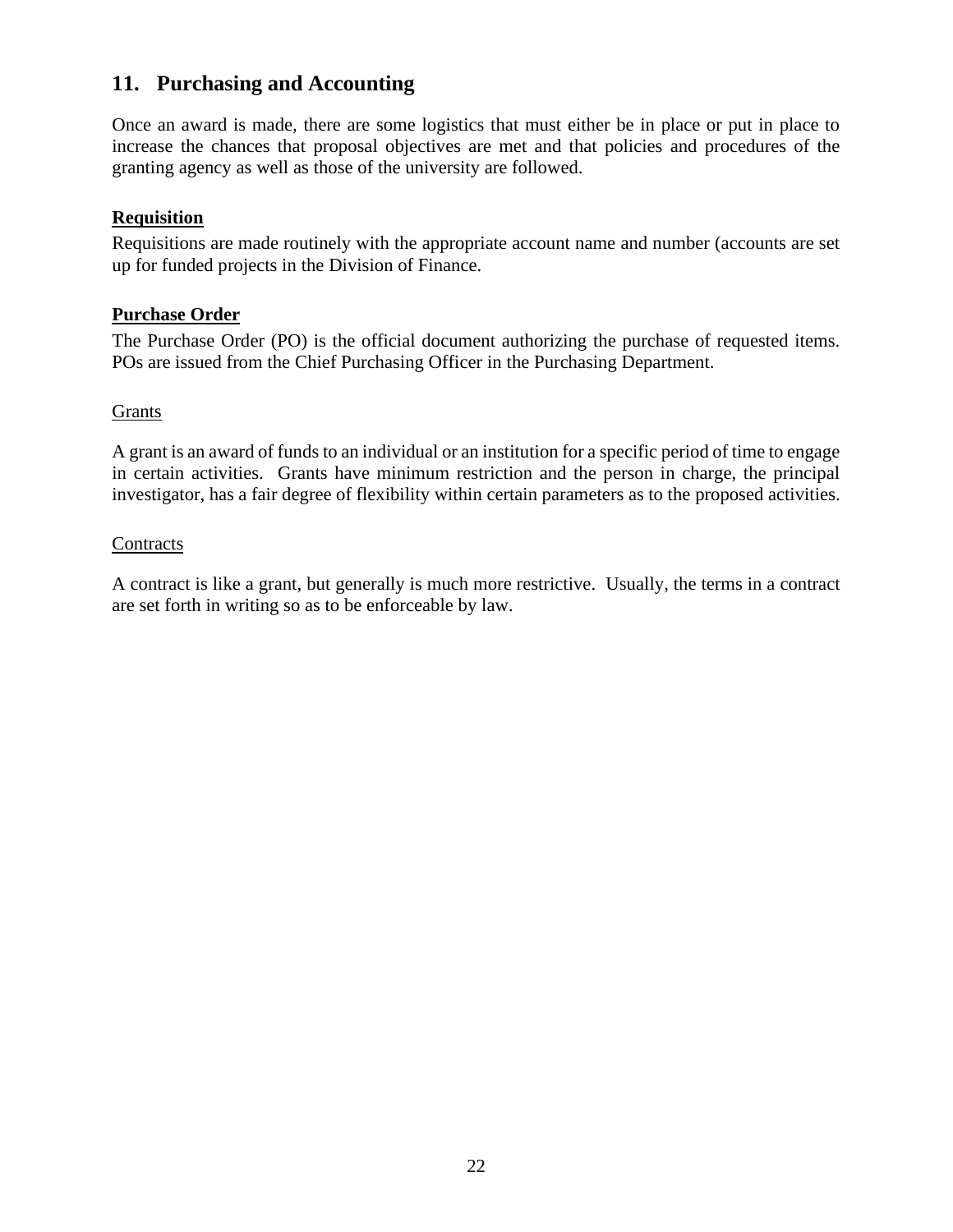## 11. Purchasing and Accounting

Once an award is made, there are some logistics that must either be in place or put in place to increase the chances that proposal objectives are met and that policies and procedures of the granting agency as well as those of the university are followed.

### **Requisition**

Requisitions are made routinely with the appropriate account name and number (accounts are set up for funded projects in the Division of Finance.

### **Purchase Order**

The Purchase Order (PO) is the official document authorizing the purchase of requested items. POs are issued from the Chief Purchasing Officer in the Purchasing Department.

#### Grants

A grant is an award of funds to an individual or an institution for a specific period of time to engage in certain activities. Grants have minimum restriction and the person in charge, the principal investigator, has a fair degree of flexibility within certain parameters as to the proposed activities.

#### Contracts

A contract is like a grant, but generally is much more restrictive. Usually, the terms in a contract are set forth in writing so as to be enforceable by law.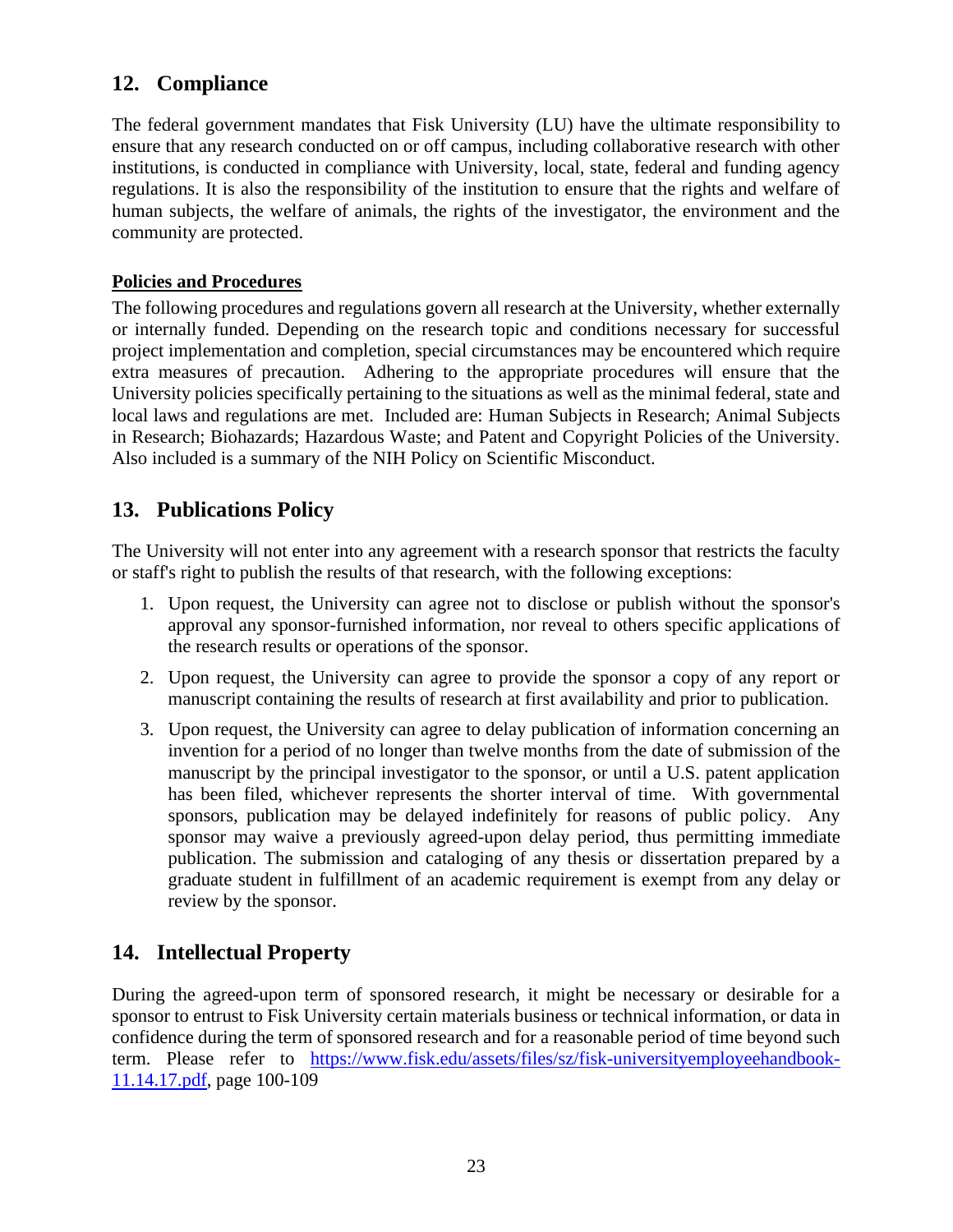## 12. Compliance

The federal government mandates that Fisk University (LU) have the ultimate responsibility to ensure that any research conducted on or off campus, including collaborative research with other institutions, is conducted in compliance with University, local, state, federal and funding agency regulations. It is also the responsibility of the institution to ensure that the rights and welfare of human subjects, the welfare of animals, the rights of the investigator, the environment and the community are protected.

**Policies and Procedures**

The following procedures and regulations govern all research at the University, whether externally or internally funded. Depending on the research topic and conditions necessary for successful project implementation and completion, special circumstances may be encountered which require extra measures of precaution. Adhering to the appropriate procedures will ensure that the University policies specifically pertaining to the situations as well as the minimal federal, state and local laws and regulations are met. Included are: Human Subjects in Research; Animal Subjects in Research; Biohazards; Hazardous Waste; and Patent and Copyright Policies of the University. Also included is a summary of the NIH Policy on Scientific Misconduct.

## 13. Publications Policy

The University will not enter into any agreement with a research sponsor that restricts the faculty or staff's right to publish the results of that research, with the following exceptions:

1. Upon request, the University can agree not to disclose or publish without the sponsor's approval any sponsor-furnished information, nor reveal to others specific applications of the research results or operations of the sponsor.
2. Upon request, the University can agree to provide the sponsor a copy of any report or manuscript containing the results of research at first availability and prior to publication.
3. Upon request, the University can agree to delay publication of information concerning an invention for a period of no longer than twelve months from the date of submission of the manuscript by the principal investigator to the sponsor, or until a U.S. patent application has been filed, whichever represents the shorter interval of time. With governmental sponsors, publication may be delayed indefinitely for reasons of public policy. Any sponsor may waive a previously agreed-upon delay period, thus permitting immediate publication. The submission and cataloging of any thesis or dissertation prepared by a graduate student in fulfillment of an academic requirement is exempt from any delay or review by the sponsor.

## 14. Intellectual Property

During the agreed-upon term of sponsored research, it might be necessary or desirable for a sponsor to entrust to Fisk University certain materials business or technical information, or data in confidence during the term of sponsored research and for a reasonable period of time beyond such term. Please refer to https://www.fisk.edu/assets/files/sz/fisk-universityemployeehandbook-11.14.17.pdf, page 100-109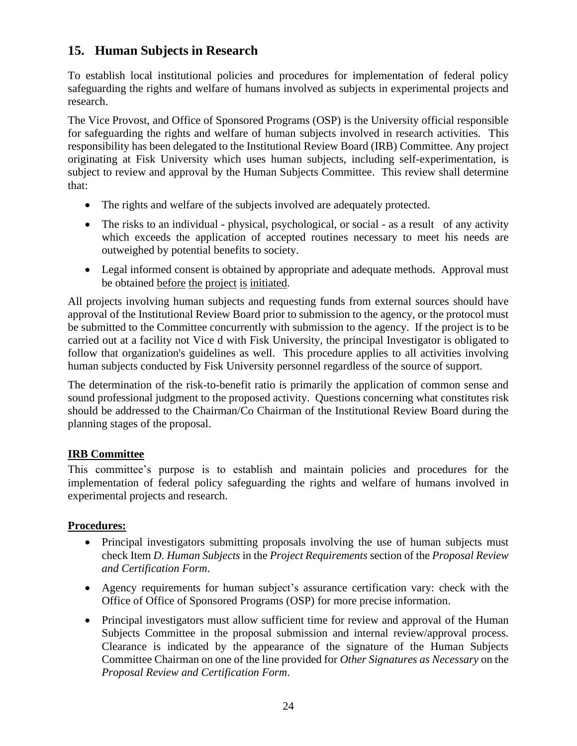## 15. Human Subjects in Research

To establish local institutional policies and procedures for implementation of federal policy safeguarding the rights and welfare of humans involved as subjects in experimental projects and research.

The Vice Provost, and Office of Sponsored Programs (OSP) is the University official responsible for safeguarding the rights and welfare of human subjects involved in research activities. This responsibility has been delegated to the Institutional Review Board (IRB) Committee. Any project originating at Fisk University which uses human subjects, including self-experimentation, is subject to review and approval by the Human Subjects Committee. This review shall determine that:

- The rights and welfare of the subjects involved are adequately protected.
- The risks to an individual - physical, psychological, or social - as a result of any activity which exceeds the application of accepted routines necessary to meet his needs are outweighed by potential benefits to society.
- Legal informed consent is obtained by appropriate and adequate methods. Approval must be obtained <u>before the project is initiated</u>.

All projects involving human subjects and requesting funds from external sources should have approval of the Institutional Review Board prior to submission to the agency, or the protocol must be submitted to the Committee concurrently with submission to the agency. If the project is to be carried out at a facility not Vice d with Fisk University, the principal Investigator is obligated to follow that organization's guidelines as well. This procedure applies to all activities involving human subjects conducted by Fisk University personnel regardless of the source of support.

The determination of the risk-to-benefit ratio is primarily the application of common sense and sound professional judgment to the proposed activity. Questions concerning what constitutes risk should be addressed to the Chairman/Co Chairman of the Institutional Review Board during the planning stages of the proposal.

**<u>IRB Committee</u>**

This committee's purpose is to establish and maintain policies and procedures for the implementation of federal policy safeguarding the rights and welfare of humans involved in experimental projects and research.

**<u>Procedures:</u>**

- Principal investigators submitting proposals involving the use of human subjects must check Item *D. Human Subjects* in the *Project Requirements* section of the *Proposal Review and Certification Form*.
- Agency requirements for human subject's assurance certification vary: check with the Office of Office of Sponsored Programs (OSP) for more precise information.
- Principal investigators must allow sufficient time for review and approval of the Human Subjects Committee in the proposal submission and internal review/approval process. Clearance is indicated by the appearance of the signature of the Human Subjects Committee Chairman on one of the line provided for *Other Signatures as Necessary* on the *Proposal Review and Certification Form*.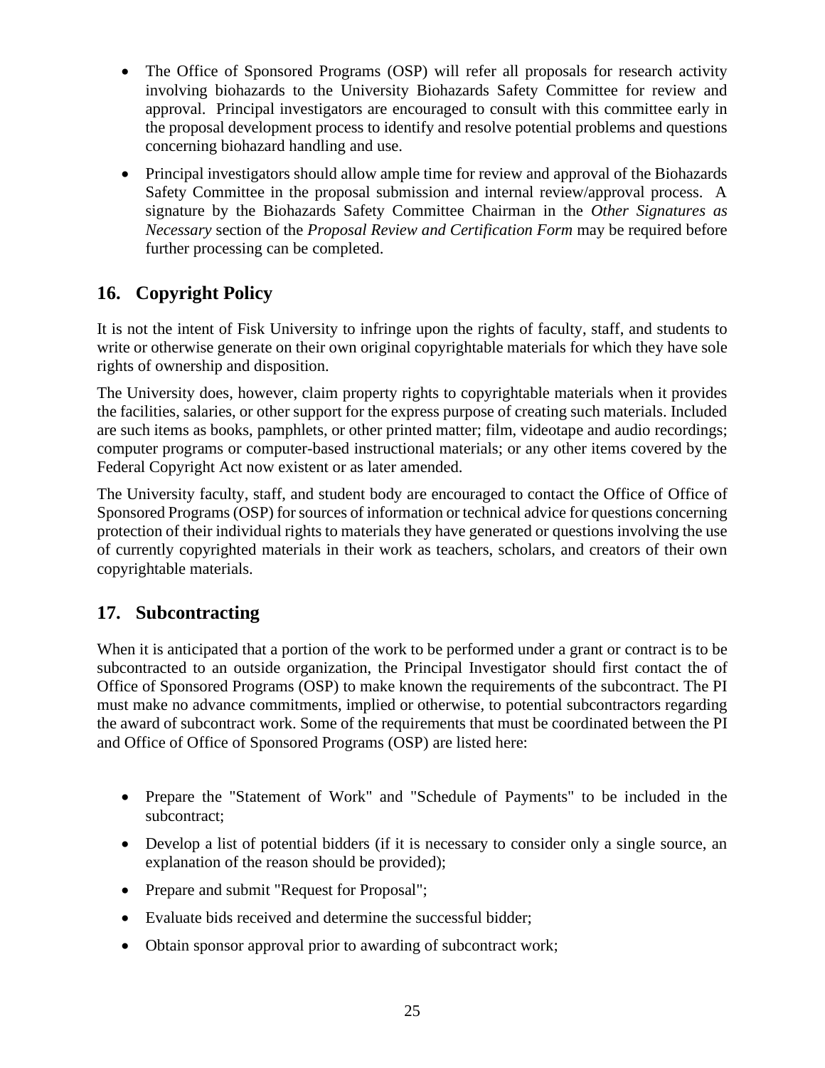- The Office of Sponsored Programs (OSP) will refer all proposals for research activity involving biohazards to the University Biohazards Safety Committee for review and approval. Principal investigators are encouraged to consult with this committee early in the proposal development process to identify and resolve potential problems and questions concerning biohazard handling and use.
- Principal investigators should allow ample time for review and approval of the Biohazards Safety Committee in the proposal submission and internal review/approval process. A signature by the Biohazards Safety Committee Chairman in the *Other Signatures as Necessary* section of the *Proposal Review and Certification Form* may be required before further processing can be completed.

## 16. Copyright Policy

It is not the intent of Fisk University to infringe upon the rights of faculty, staff, and students to write or otherwise generate on their own original copyrightable materials for which they have sole rights of ownership and disposition.

The University does, however, claim property rights to copyrightable materials when it provides the facilities, salaries, or other support for the express purpose of creating such materials. Included are such items as books, pamphlets, or other printed matter; film, videotape and audio recordings; computer programs or computer-based instructional materials; or any other items covered by the Federal Copyright Act now existent or as later amended.

The University faculty, staff, and student body are encouraged to contact the Office of Office of Sponsored Programs (OSP) for sources of information or technical advice for questions concerning protection of their individual rights to materials they have generated or questions involving the use of currently copyrighted materials in their work as teachers, scholars, and creators of their own copyrightable materials.

## 17. Subcontracting

When it is anticipated that a portion of the work to be performed under a grant or contract is to be subcontracted to an outside organization, the Principal Investigator should first contact the of Office of Sponsored Programs (OSP) to make known the requirements of the subcontract. The PI must make no advance commitments, implied or otherwise, to potential subcontractors regarding the award of subcontract work. Some of the requirements that must be coordinated between the PI and Office of Office of Sponsored Programs (OSP) are listed here:

- Prepare the "Statement of Work" and "Schedule of Payments" to be included in the subcontract;
- Develop a list of potential bidders (if it is necessary to consider only a single source, an explanation of the reason should be provided);
- Prepare and submit "Request for Proposal";
- Evaluate bids received and determine the successful bidder;
- Obtain sponsor approval prior to awarding of subcontract work;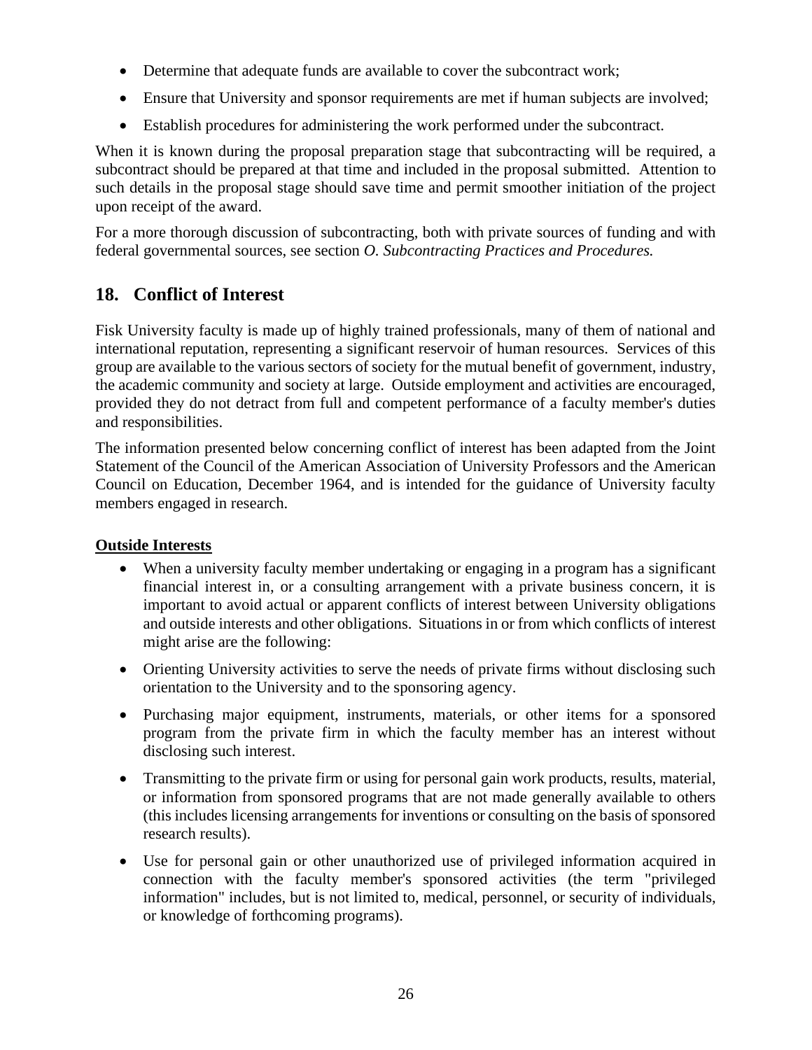- Determine that adequate funds are available to cover the subcontract work;
- Ensure that University and sponsor requirements are met if human subjects are involved;
- Establish procedures for administering the work performed under the subcontract.

When it is known during the proposal preparation stage that subcontracting will be required, a subcontract should be prepared at that time and included in the proposal submitted. Attention to such details in the proposal stage should save time and permit smoother initiation of the project upon receipt of the award.

For a more thorough discussion of subcontracting, both with private sources of funding and with federal governmental sources, see section *O. Subcontracting Practices and Procedures.*

## 18. Conflict of Interest

Fisk University faculty is made up of highly trained professionals, many of them of national and international reputation, representing a significant reservoir of human resources. Services of this group are available to the various sectors of society for the mutual benefit of government, industry, the academic community and society at large. Outside employment and activities are encouraged, provided they do not detract from full and competent performance of a faculty member's duties and responsibilities.

The information presented below concerning conflict of interest has been adapted from the Joint Statement of the Council of the American Association of University Professors and the American Council on Education, December 1964, and is intended for the guidance of University faculty members engaged in research.

**Outside Interests**

- When a university faculty member undertaking or engaging in a program has a significant financial interest in, or a consulting arrangement with a private business concern, it is important to avoid actual or apparent conflicts of interest between University obligations and outside interests and other obligations. Situations in or from which conflicts of interest might arise are the following:
- Orienting University activities to serve the needs of private firms without disclosing such orientation to the University and to the sponsoring agency.
- Purchasing major equipment, instruments, materials, or other items for a sponsored program from the private firm in which the faculty member has an interest without disclosing such interest.
- Transmitting to the private firm or using for personal gain work products, results, material, or information from sponsored programs that are not made generally available to others (this includes licensing arrangements for inventions or consulting on the basis of sponsored research results).
- Use for personal gain or other unauthorized use of privileged information acquired in connection with the faculty member's sponsored activities (the term "privileged information" includes, but is not limited to, medical, personnel, or security of individuals, or knowledge of forthcoming programs).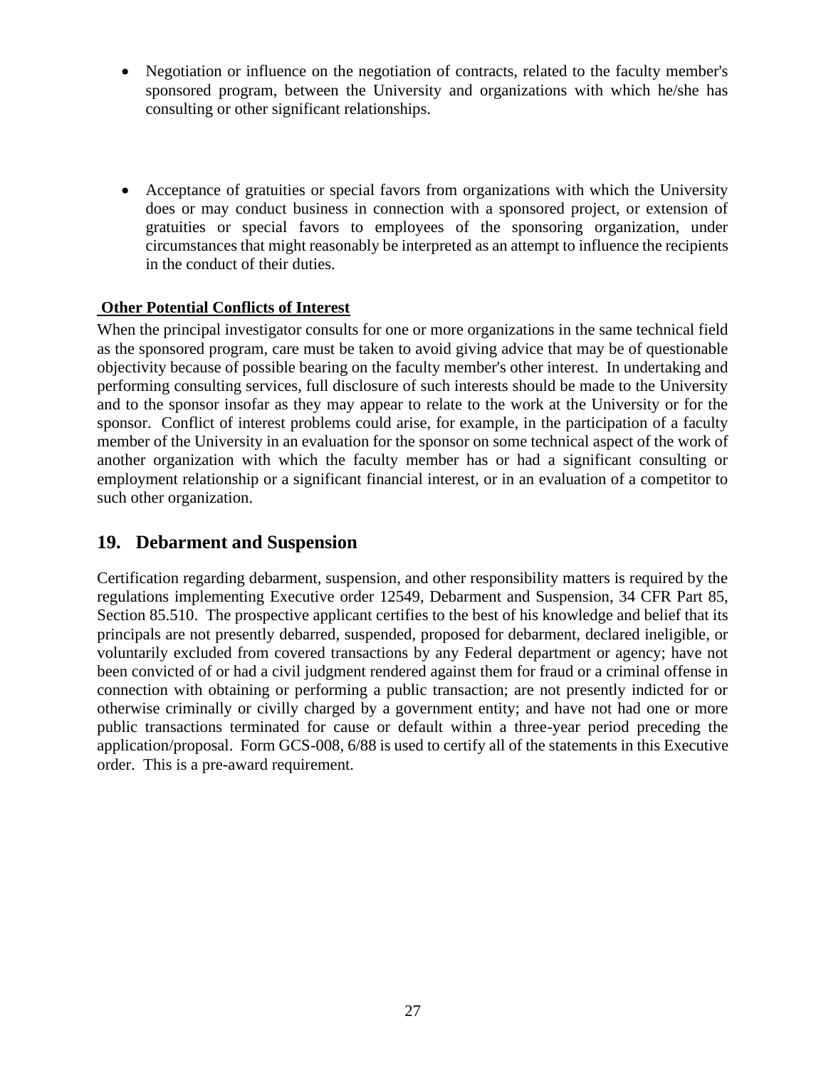- Negotiation or influence on the negotiation of contracts, related to the faculty member's sponsored program, between the University and organizations with which he/she has consulting or other significant relationships.

- Acceptance of gratuities or special favors from organizations with which the University does or may conduct business in connection with a sponsored project, or extension of gratuities or special favors to employees of the sponsoring organization, under circumstances that might reasonably be interpreted as an attempt to influence the recipients in the conduct of their duties.

**Other Potential Conflicts of Interest**

When the principal investigator consults for one or more organizations in the same technical field as the sponsored program, care must be taken to avoid giving advice that may be of questionable objectivity because of possible bearing on the faculty member's other interest. In undertaking and performing consulting services, full disclosure of such interests should be made to the University and to the sponsor insofar as they may appear to relate to the work at the University or for the sponsor. Conflict of interest problems could arise, for example, in the participation of a faculty member of the University in an evaluation for the sponsor on some technical aspect of the work of another organization with which the faculty member has or had a significant consulting or employment relationship or a significant financial interest, or in an evaluation of a competitor to such other organization.

## 19. Debarment and Suspension

Certification regarding debarment, suspension, and other responsibility matters is required by the regulations implementing Executive order 12549, Debarment and Suspension, 34 CFR Part 85, Section 85.510. The prospective applicant certifies to the best of his knowledge and belief that its principals are not presently debarred, suspended, proposed for debarment, declared ineligible, or voluntarily excluded from covered transactions by any Federal department or agency; have not been convicted of or had a civil judgment rendered against them for fraud or a criminal offense in connection with obtaining or performing a public transaction; are not presently indicted for or otherwise criminally or civilly charged by a government entity; and have not had one or more public transactions terminated for cause or default within a three-year period preceding the application/proposal. Form GCS-008, 6/88 is used to certify all of the statements in this Executive order. This is a pre-award requirement.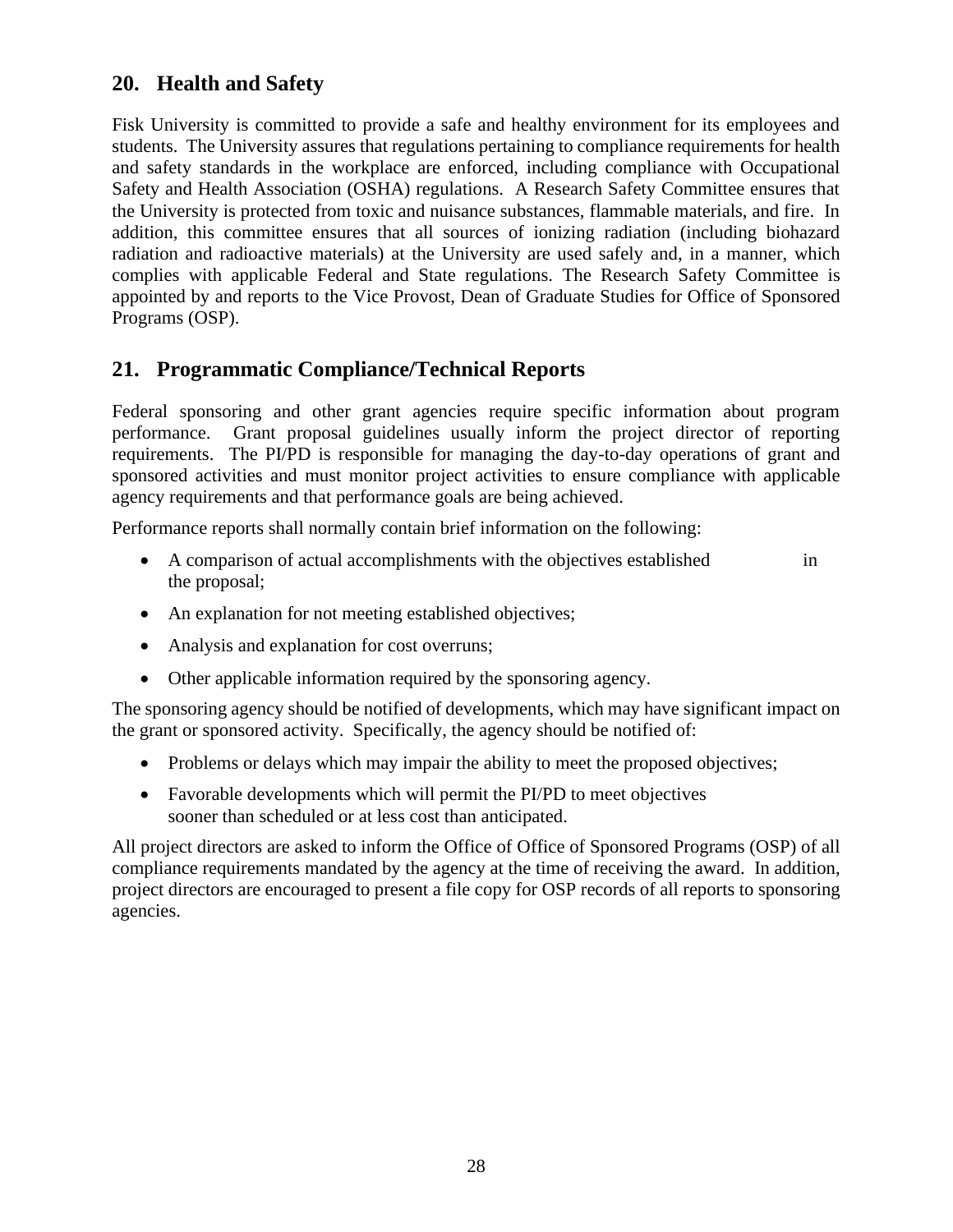## 20. Health and Safety

Fisk University is committed to provide a safe and healthy environment for its employees and students. The University assures that regulations pertaining to compliance requirements for health and safety standards in the workplace are enforced, including compliance with Occupational Safety and Health Association (OSHA) regulations. A Research Safety Committee ensures that the University is protected from toxic and nuisance substances, flammable materials, and fire. In addition, this committee ensures that all sources of ionizing radiation (including biohazard radiation and radioactive materials) at the University are used safely and, in a manner, which complies with applicable Federal and State regulations. The Research Safety Committee is appointed by and reports to the Vice Provost, Dean of Graduate Studies for Office of Sponsored Programs (OSP).

## 21. Programmatic Compliance/Technical Reports

Federal sponsoring and other grant agencies require specific information about program performance. Grant proposal guidelines usually inform the project director of reporting requirements. The PI/PD is responsible for managing the day-to-day operations of grant and sponsored activities and must monitor project activities to ensure compliance with applicable agency requirements and that performance goals are being achieved.

Performance reports shall normally contain brief information on the following:

- A comparison of actual accomplishments with the objectives established in the proposal;
- An explanation for not meeting established objectives;
- Analysis and explanation for cost overruns;
- Other applicable information required by the sponsoring agency.

The sponsoring agency should be notified of developments, which may have significant impact on the grant or sponsored activity. Specifically, the agency should be notified of:

- Problems or delays which may impair the ability to meet the proposed objectives;
- Favorable developments which will permit the PI/PD to meet objectives sooner than scheduled or at less cost than anticipated.

All project directors are asked to inform the Office of Office of Sponsored Programs (OSP) of all compliance requirements mandated by the agency at the time of receiving the award. In addition, project directors are encouraged to present a file copy for OSP records of all reports to sponsoring agencies.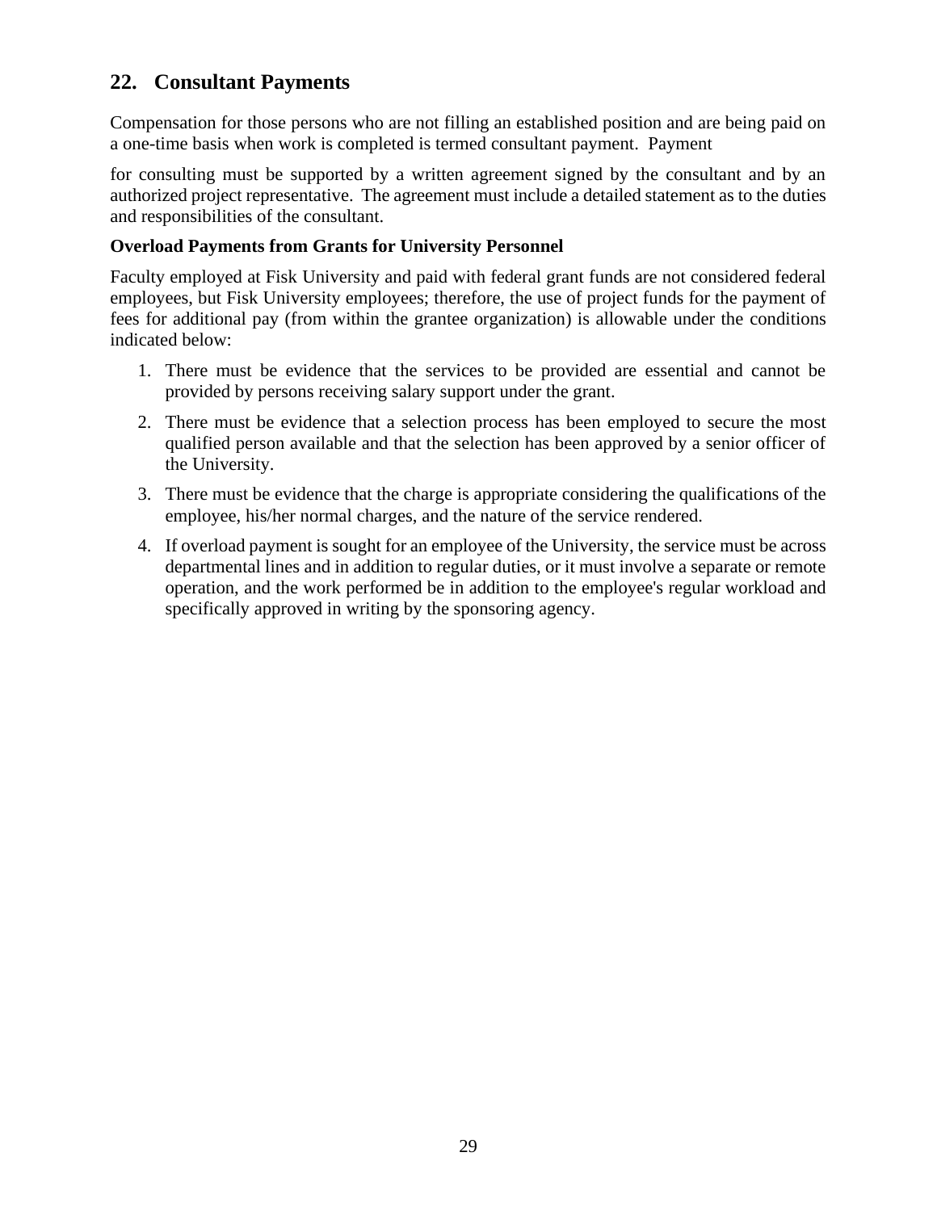## 22. Consultant Payments

Compensation for those persons who are not filling an established position and are being paid on a one-time basis when work is completed is termed consultant payment. Payment

for consulting must be supported by a written agreement signed by the consultant and by an authorized project representative. The agreement must include a detailed statement as to the duties and responsibilities of the consultant.

**Overload Payments from Grants for University Personnel**

Faculty employed at Fisk University and paid with federal grant funds are not considered federal employees, but Fisk University employees; therefore, the use of project funds for the payment of fees for additional pay (from within the grantee organization) is allowable under the conditions indicated below:

1. There must be evidence that the services to be provided are essential and cannot be provided by persons receiving salary support under the grant.
2. There must be evidence that a selection process has been employed to secure the most qualified person available and that the selection has been approved by a senior officer of the University.
3. There must be evidence that the charge is appropriate considering the qualifications of the employee, his/her normal charges, and the nature of the service rendered.
4. If overload payment is sought for an employee of the University, the service must be across departmental lines and in addition to regular duties, or it must involve a separate or remote operation, and the work performed be in addition to the employee's regular workload and specifically approved in writing by the sponsoring agency.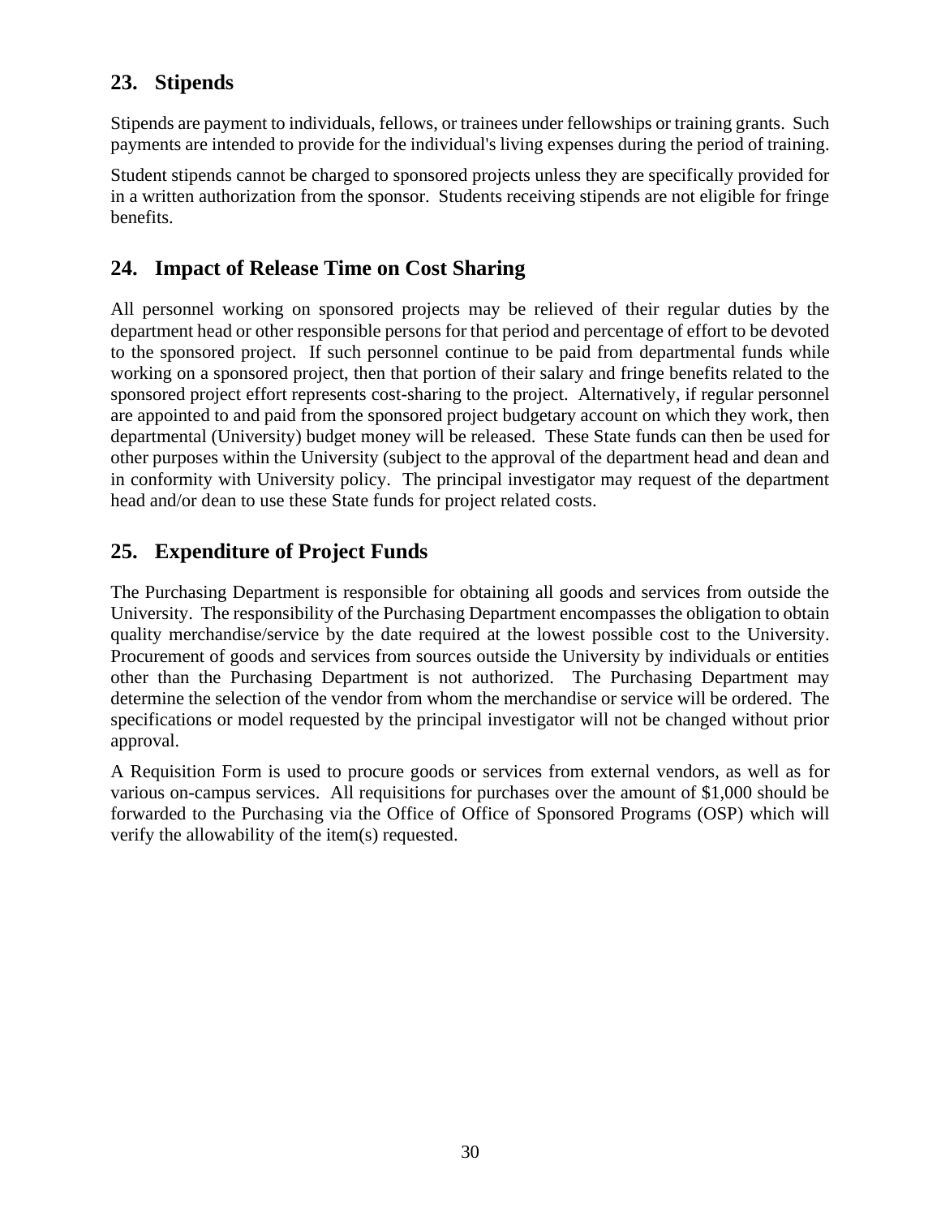## 23. Stipends

Stipends are payment to individuals, fellows, or trainees under fellowships or training grants. Such payments are intended to provide for the individual's living expenses during the period of training.

Student stipends cannot be charged to sponsored projects unless they are specifically provided for in a written authorization from the sponsor. Students receiving stipends are not eligible for fringe benefits.

## 24. Impact of Release Time on Cost Sharing

All personnel working on sponsored projects may be relieved of their regular duties by the department head or other responsible persons for that period and percentage of effort to be devoted to the sponsored project. If such personnel continue to be paid from departmental funds while working on a sponsored project, then that portion of their salary and fringe benefits related to the sponsored project effort represents cost-sharing to the project. Alternatively, if regular personnel are appointed to and paid from the sponsored project budgetary account on which they work, then departmental (University) budget money will be released. These State funds can then be used for other purposes within the University (subject to the approval of the department head and dean and in conformity with University policy. The principal investigator may request of the department head and/or dean to use these State funds for project related costs.

## 25. Expenditure of Project Funds

The Purchasing Department is responsible for obtaining all goods and services from outside the University. The responsibility of the Purchasing Department encompasses the obligation to obtain quality merchandise/service by the date required at the lowest possible cost to the University. Procurement of goods and services from sources outside the University by individuals or entities other than the Purchasing Department is not authorized. The Purchasing Department may determine the selection of the vendor from whom the merchandise or service will be ordered. The specifications or model requested by the principal investigator will not be changed without prior approval.

A Requisition Form is used to procure goods or services from external vendors, as well as for various on-campus services. All requisitions for purchases over the amount of $1,000 should be forwarded to the Purchasing via the Office of Office of Sponsored Programs (OSP) which will verify the allowability of the item(s) requested.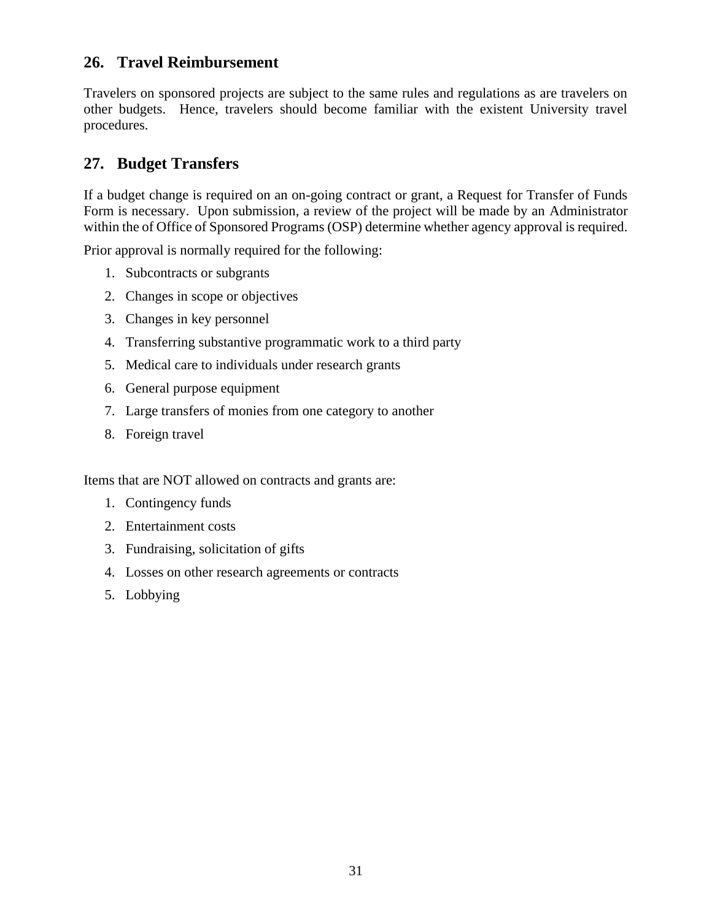## 26. Travel Reimbursement

Travelers on sponsored projects are subject to the same rules and regulations as are travelers on other budgets. Hence, travelers should become familiar with the existent University travel procedures.

## 27. Budget Transfers

If a budget change is required on an on-going contract or grant, a Request for Transfer of Funds Form is necessary. Upon submission, a review of the project will be made by an Administrator within the of Office of Sponsored Programs (OSP) determine whether agency approval is required.

Prior approval is normally required for the following:

1. Subcontracts or subgrants
2. Changes in scope or objectives
3. Changes in key personnel
4. Transferring substantive programmatic work to a third party
5. Medical care to individuals under research grants
6. General purpose equipment
7. Large transfers of monies from one category to another
8. Foreign travel

Items that are NOT allowed on contracts and grants are:

1. Contingency funds
2. Entertainment costs
3. Fundraising, solicitation of gifts
4. Losses on other research agreements or contracts
5. Lobbying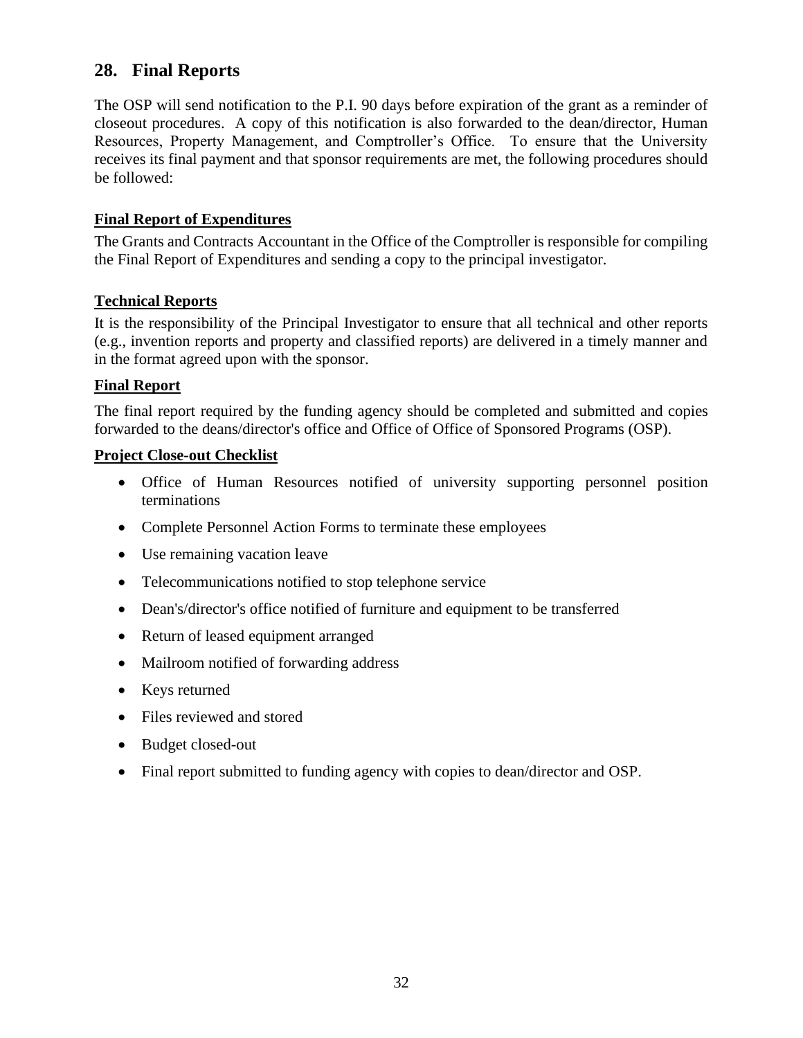## 28. Final Reports

The OSP will send notification to the P.I. 90 days before expiration of the grant as a reminder of closeout procedures. A copy of this notification is also forwarded to the dean/director, Human Resources, Property Management, and Comptroller's Office. To ensure that the University receives its final payment and that sponsor requirements are met, the following procedures should be followed:

### Final Report of Expenditures

The Grants and Contracts Accountant in the Office of the Comptroller is responsible for compiling the Final Report of Expenditures and sending a copy to the principal investigator.

### Technical Reports

It is the responsibility of the Principal Investigator to ensure that all technical and other reports (e.g., invention reports and property and classified reports) are delivered in a timely manner and in the format agreed upon with the sponsor.

### Final Report

The final report required by the funding agency should be completed and submitted and copies forwarded to the deans/director's office and Office of Office of Sponsored Programs (OSP).

### Project Close-out Checklist

- Office of Human Resources notified of university supporting personnel position terminations
- Complete Personnel Action Forms to terminate these employees
- Use remaining vacation leave
- Telecommunications notified to stop telephone service
- Dean's/director's office notified of furniture and equipment to be transferred
- Return of leased equipment arranged
- Mailroom notified of forwarding address
- Keys returned
- Files reviewed and stored
- Budget closed-out
- Final report submitted to funding agency with copies to dean/director and OSP.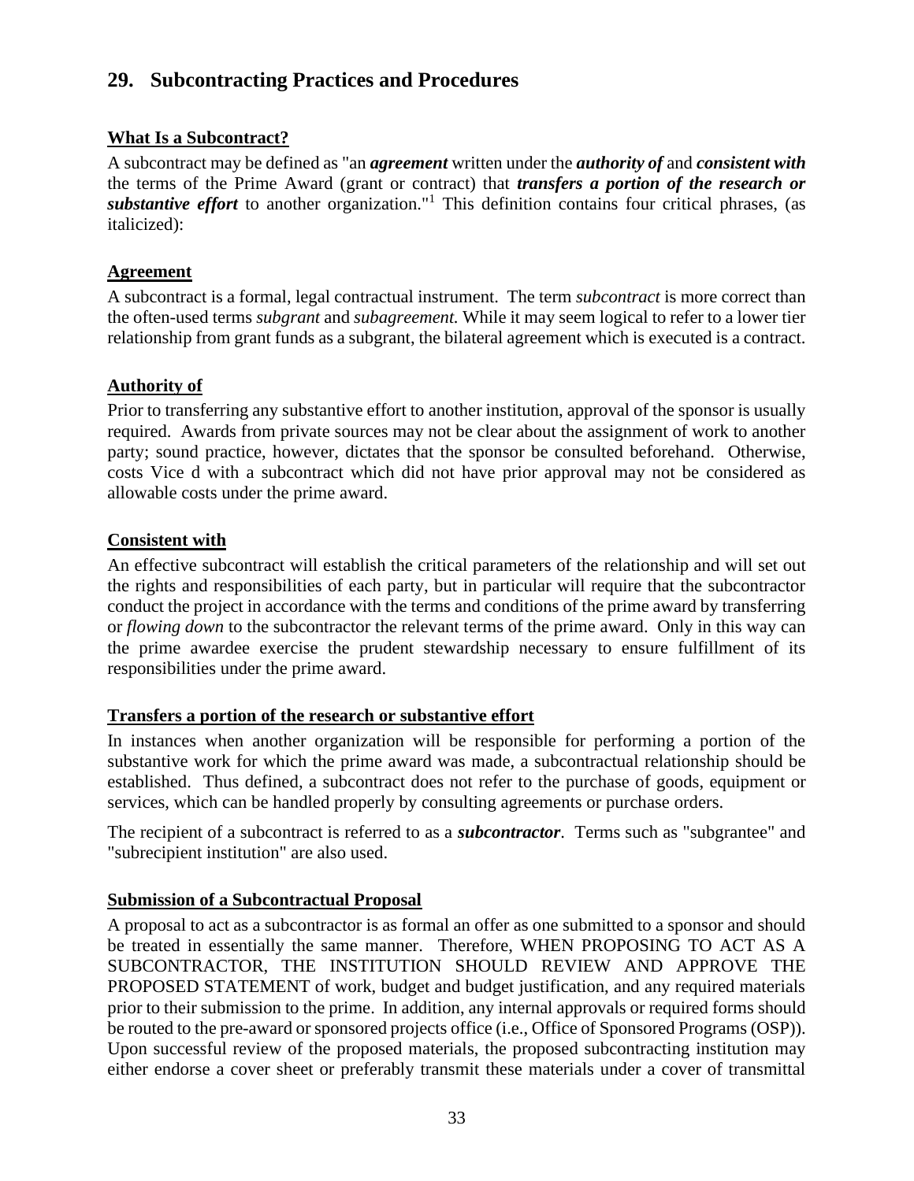## 29. Subcontracting Practices and Procedures

### What Is a Subcontract?

A subcontract may be defined as "an ***agreement*** written under the ***authority of*** and ***consistent with*** the terms of the Prime Award (grant or contract) that ***transfers a portion of the research or substantive effort*** to another organization."[1] This definition contains four critical phrases, (as italicized):

### Agreement

A subcontract is a formal, legal contractual instrument. The term *subcontract* is more correct than the often-used terms *subgrant* and *subagreement.* While it may seem logical to refer to a lower tier relationship from grant funds as a subgrant, the bilateral agreement which is executed is a contract.

### Authority of

Prior to transferring any substantive effort to another institution, approval of the sponsor is usually required. Awards from private sources may not be clear about the assignment of work to another party; sound practice, however, dictates that the sponsor be consulted beforehand. Otherwise, costs Vice d with a subcontract which did not have prior approval may not be considered as allowable costs under the prime award.

### Consistent with

An effective subcontract will establish the critical parameters of the relationship and will set out the rights and responsibilities of each party, but in particular will require that the subcontractor conduct the project in accordance with the terms and conditions of the prime award by transferring or *flowing down* to the subcontractor the relevant terms of the prime award. Only in this way can the prime awardee exercise the prudent stewardship necessary to ensure fulfillment of its responsibilities under the prime award.

### Transfers a portion of the research or substantive effort

In instances when another organization will be responsible for performing a portion of the substantive work for which the prime award was made, a subcontractual relationship should be established. Thus defined, a subcontract does not refer to the purchase of goods, equipment or services, which can be handled properly by consulting agreements or purchase orders.

The recipient of a subcontract is referred to as a ***subcontractor***. Terms such as "subgrantee" and "subrecipient institution" are also used.

### Submission of a Subcontractual Proposal

A proposal to act as a subcontractor is as formal an offer as one submitted to a sponsor and should be treated in essentially the same manner. Therefore, WHEN PROPOSING TO ACT AS A SUBCONTRACTOR, THE INSTITUTION SHOULD REVIEW AND APPROVE THE PROPOSED STATEMENT of work, budget and budget justification, and any required materials prior to their submission to the prime. In addition, any internal approvals or required forms should be routed to the pre-award or sponsored projects office (i.e., Office of Sponsored Programs (OSP)). Upon successful review of the proposed materials, the proposed subcontracting institution may either endorse a cover sheet or preferably transmit these materials under a cover of transmittal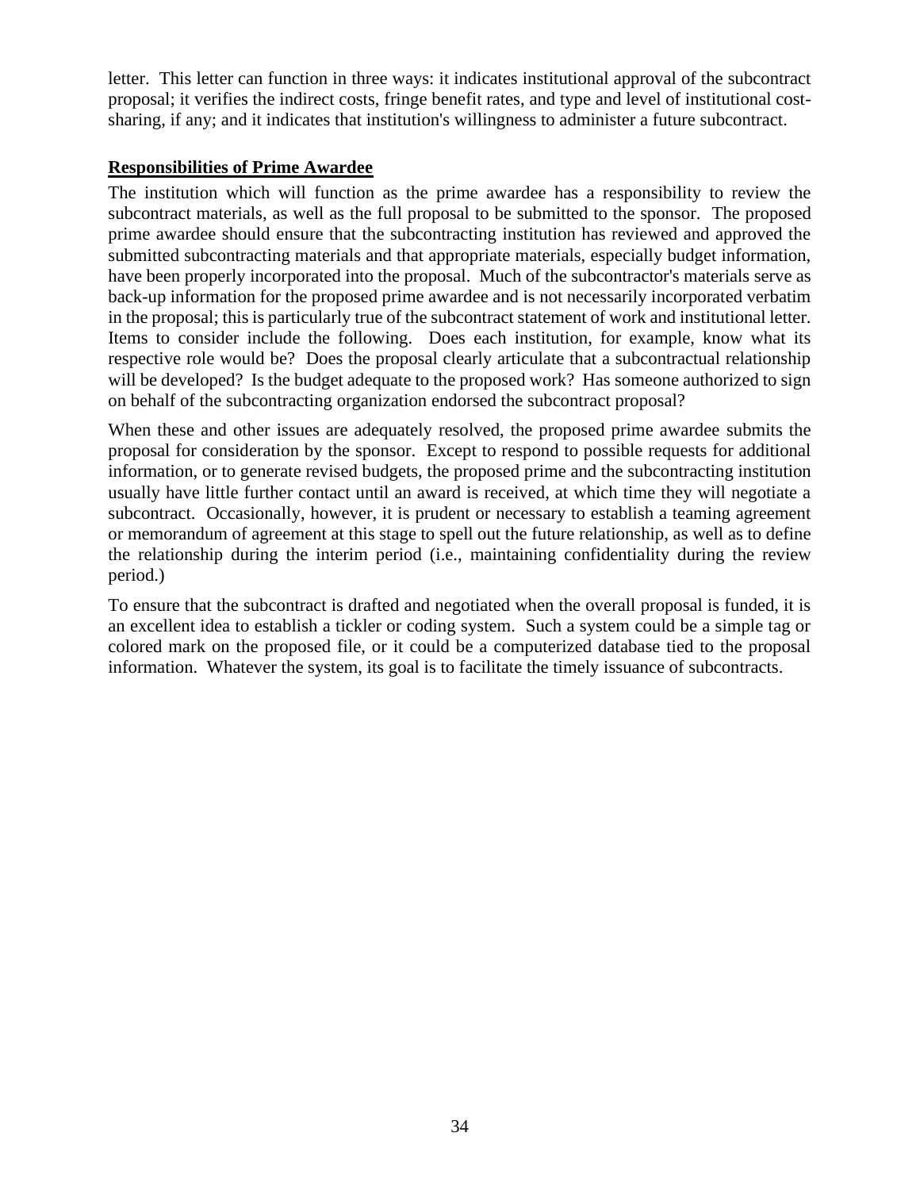letter. This letter can function in three ways: it indicates institutional approval of the subcontract proposal; it verifies the indirect costs, fringe benefit rates, and type and level of institutional cost-sharing, if any; and it indicates that institution's willingness to administer a future subcontract.

**Responsibilities of Prime Awardee**

The institution which will function as the prime awardee has a responsibility to review the subcontract materials, as well as the full proposal to be submitted to the sponsor. The proposed prime awardee should ensure that the subcontracting institution has reviewed and approved the submitted subcontracting materials and that appropriate materials, especially budget information, have been properly incorporated into the proposal. Much of the subcontractor's materials serve as back-up information for the proposed prime awardee and is not necessarily incorporated verbatim in the proposal; this is particularly true of the subcontract statement of work and institutional letter. Items to consider include the following. Does each institution, for example, know what its respective role would be? Does the proposal clearly articulate that a subcontractual relationship will be developed? Is the budget adequate to the proposed work? Has someone authorized to sign on behalf of the subcontracting organization endorsed the subcontract proposal?

When these and other issues are adequately resolved, the proposed prime awardee submits the proposal for consideration by the sponsor. Except to respond to possible requests for additional information, or to generate revised budgets, the proposed prime and the subcontracting institution usually have little further contact until an award is received, at which time they will negotiate a subcontract. Occasionally, however, it is prudent or necessary to establish a teaming agreement or memorandum of agreement at this stage to spell out the future relationship, as well as to define the relationship during the interim period (i.e., maintaining confidentiality during the review period.)

To ensure that the subcontract is drafted and negotiated when the overall proposal is funded, it is an excellent idea to establish a tickler or coding system. Such a system could be a simple tag or colored mark on the proposed file, or it could be a computerized database tied to the proposal information. Whatever the system, its goal is to facilitate the timely issuance of subcontracts.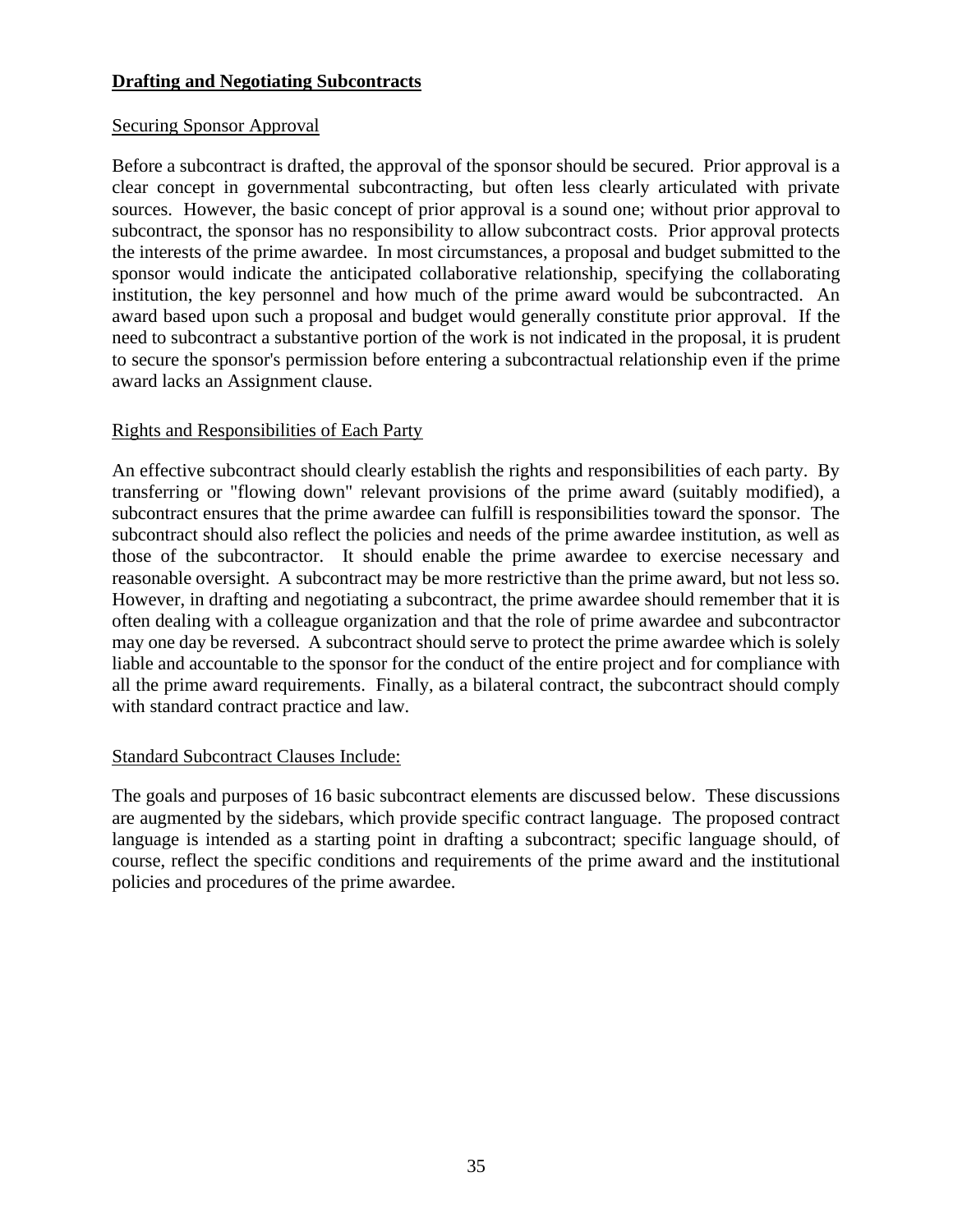## Drafting and Negotiating Subcontracts

### Securing Sponsor Approval

Before a subcontract is drafted, the approval of the sponsor should be secured. Prior approval is a clear concept in governmental subcontracting, but often less clearly articulated with private sources. However, the basic concept of prior approval is a sound one; without prior approval to subcontract, the sponsor has no responsibility to allow subcontract costs. Prior approval protects the interests of the prime awardee. In most circumstances, a proposal and budget submitted to the sponsor would indicate the anticipated collaborative relationship, specifying the collaborating institution, the key personnel and how much of the prime award would be subcontracted. An award based upon such a proposal and budget would generally constitute prior approval. If the need to subcontract a substantive portion of the work is not indicated in the proposal, it is prudent to secure the sponsor's permission before entering a subcontractual relationship even if the prime award lacks an Assignment clause.

### Rights and Responsibilities of Each Party

An effective subcontract should clearly establish the rights and responsibilities of each party. By transferring or "flowing down" relevant provisions of the prime award (suitably modified), a subcontract ensures that the prime awardee can fulfill is responsibilities toward the sponsor. The subcontract should also reflect the policies and needs of the prime awardee institution, as well as those of the subcontractor. It should enable the prime awardee to exercise necessary and reasonable oversight. A subcontract may be more restrictive than the prime award, but not less so. However, in drafting and negotiating a subcontract, the prime awardee should remember that it is often dealing with a colleague organization and that the role of prime awardee and subcontractor may one day be reversed. A subcontract should serve to protect the prime awardee which is solely liable and accountable to the sponsor for the conduct of the entire project and for compliance with all the prime award requirements. Finally, as a bilateral contract, the subcontract should comply with standard contract practice and law.

### Standard Subcontract Clauses Include:

The goals and purposes of 16 basic subcontract elements are discussed below. These discussions are augmented by the sidebars, which provide specific contract language. The proposed contract language is intended as a starting point in drafting a subcontract; specific language should, of course, reflect the specific conditions and requirements of the prime award and the institutional policies and procedures of the prime awardee.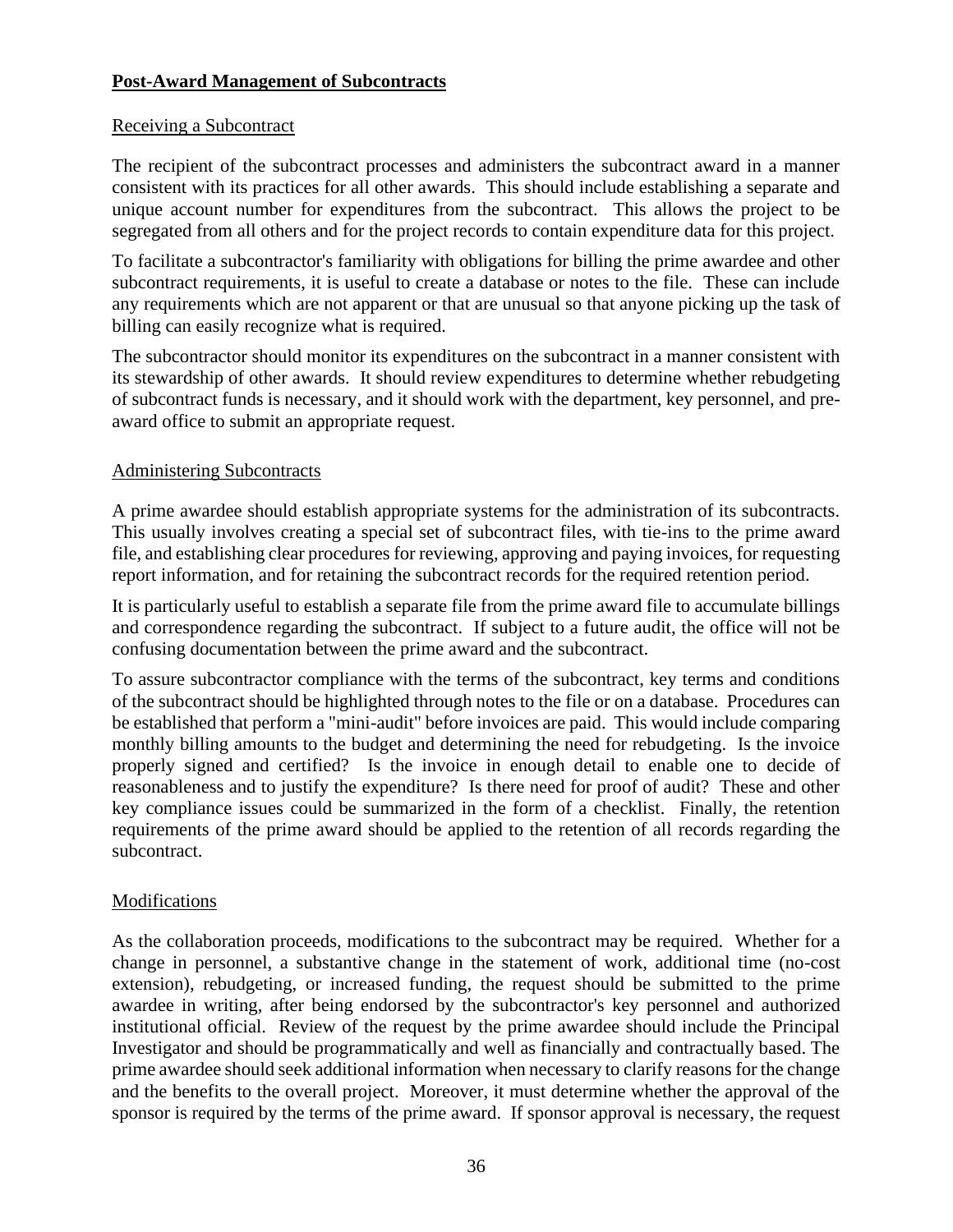## **Post-Award Management of Subcontracts**

### Receiving a Subcontract

The recipient of the subcontract processes and administers the subcontract award in a manner consistent with its practices for all other awards. This should include establishing a separate and unique account number for expenditures from the subcontract. This allows the project to be segregated from all others and for the project records to contain expenditure data for this project.

To facilitate a subcontractor's familiarity with obligations for billing the prime awardee and other subcontract requirements, it is useful to create a database or notes to the file. These can include any requirements which are not apparent or that are unusual so that anyone picking up the task of billing can easily recognize what is required.

The subcontractor should monitor its expenditures on the subcontract in a manner consistent with its stewardship of other awards. It should review expenditures to determine whether rebudgeting of subcontract funds is necessary, and it should work with the department, key personnel, and pre-award office to submit an appropriate request.

### Administering Subcontracts

A prime awardee should establish appropriate systems for the administration of its subcontracts. This usually involves creating a special set of subcontract files, with tie-ins to the prime award file, and establishing clear procedures for reviewing, approving and paying invoices, for requesting report information, and for retaining the subcontract records for the required retention period.

It is particularly useful to establish a separate file from the prime award file to accumulate billings and correspondence regarding the subcontract. If subject to a future audit, the office will not be confusing documentation between the prime award and the subcontract.

To assure subcontractor compliance with the terms of the subcontract, key terms and conditions of the subcontract should be highlighted through notes to the file or on a database. Procedures can be established that perform a "mini-audit" before invoices are paid. This would include comparing monthly billing amounts to the budget and determining the need for rebudgeting. Is the invoice properly signed and certified? Is the invoice in enough detail to enable one to decide of reasonableness and to justify the expenditure? Is there need for proof of audit? These and other key compliance issues could be summarized in the form of a checklist. Finally, the retention requirements of the prime award should be applied to the retention of all records regarding the subcontract.

### Modifications

As the collaboration proceeds, modifications to the subcontract may be required. Whether for a change in personnel, a substantive change in the statement of work, additional time (no-cost extension), rebudgeting, or increased funding, the request should be submitted to the prime awardee in writing, after being endorsed by the subcontractor's key personnel and authorized institutional official. Review of the request by the prime awardee should include the Principal Investigator and should be programmatically and well as financially and contractually based. The prime awardee should seek additional information when necessary to clarify reasons for the change and the benefits to the overall project. Moreover, it must determine whether the approval of the sponsor is required by the terms of the prime award. If sponsor approval is necessary, the request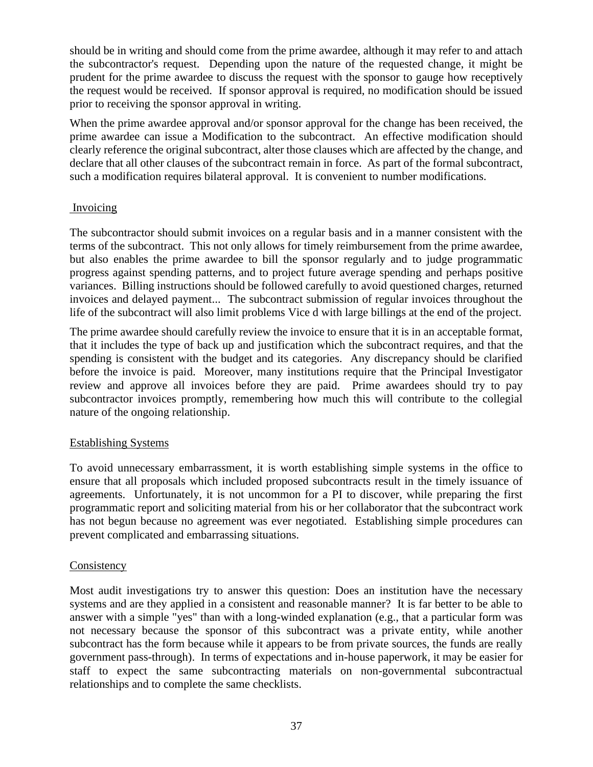should be in writing and should come from the prime awardee, although it may refer to and attach the subcontractor's request. Depending upon the nature of the requested change, it might be prudent for the prime awardee to discuss the request with the sponsor to gauge how receptively the request would be received. If sponsor approval is required, no modification should be issued prior to receiving the sponsor approval in writing.

When the prime awardee approval and/or sponsor approval for the change has been received, the prime awardee can issue a Modification to the subcontract. An effective modification should clearly reference the original subcontract, alter those clauses which are affected by the change, and declare that all other clauses of the subcontract remain in force. As part of the formal subcontract, such a modification requires bilateral approval. It is convenient to number modifications.

## Invoicing

The subcontractor should submit invoices on a regular basis and in a manner consistent with the terms of the subcontract. This not only allows for timely reimbursement from the prime awardee, but also enables the prime awardee to bill the sponsor regularly and to judge programmatic progress against spending patterns, and to project future average spending and perhaps positive variances. Billing instructions should be followed carefully to avoid questioned charges, returned invoices and delayed payment... The subcontract submission of regular invoices throughout the life of the subcontract will also limit problems Vice d with large billings at the end of the project.

The prime awardee should carefully review the invoice to ensure that it is in an acceptable format, that it includes the type of back up and justification which the subcontract requires, and that the spending is consistent with the budget and its categories. Any discrepancy should be clarified before the invoice is paid. Moreover, many institutions require that the Principal Investigator review and approve all invoices before they are paid. Prime awardees should try to pay subcontractor invoices promptly, remembering how much this will contribute to the collegial nature of the ongoing relationship.

## Establishing Systems

To avoid unnecessary embarrassment, it is worth establishing simple systems in the office to ensure that all proposals which included proposed subcontracts result in the timely issuance of agreements. Unfortunately, it is not uncommon for a PI to discover, while preparing the first programmatic report and soliciting material from his or her collaborator that the subcontract work has not begun because no agreement was ever negotiated. Establishing simple procedures can prevent complicated and embarrassing situations.

## Consistency

Most audit investigations try to answer this question: Does an institution have the necessary systems and are they applied in a consistent and reasonable manner? It is far better to be able to answer with a simple "yes" than with a long-winded explanation (e.g., that a particular form was not necessary because the sponsor of this subcontract was a private entity, while another subcontract has the form because while it appears to be from private sources, the funds are really government pass-through). In terms of expectations and in-house paperwork, it may be easier for staff to expect the same subcontracting materials on non-governmental subcontractual relationships and to complete the same checklists.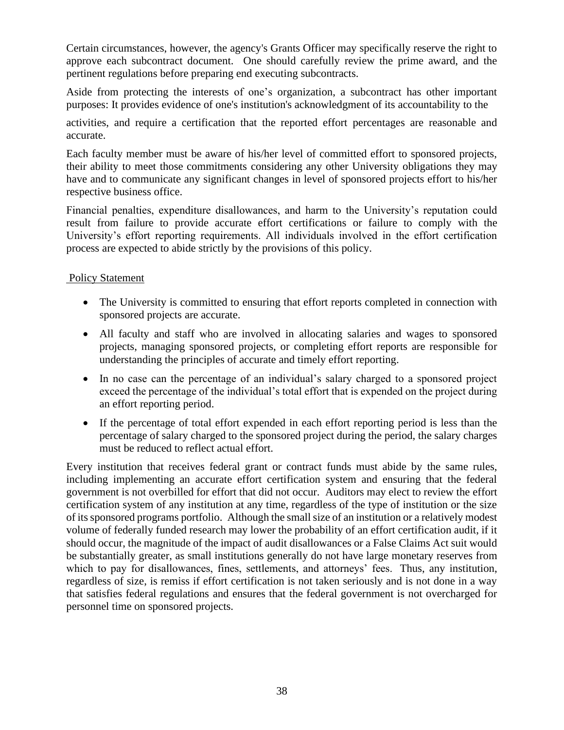Certain circumstances, however, the agency's Grants Officer may specifically reserve the right to approve each subcontract document. One should carefully review the prime award, and the pertinent regulations before preparing end executing subcontracts.

Aside from protecting the interests of one's organization, a subcontract has other important purposes: It provides evidence of one's institution's acknowledgment of its accountability to the

activities, and require a certification that the reported effort percentages are reasonable and accurate.

Each faculty member must be aware of his/her level of committed effort to sponsored projects, their ability to meet those commitments considering any other University obligations they may have and to communicate any significant changes in level of sponsored projects effort to his/her respective business office.

Financial penalties, expenditure disallowances, and harm to the University's reputation could result from failure to provide accurate effort certifications or failure to comply with the University's effort reporting requirements. All individuals involved in the effort certification process are expected to abide strictly by the provisions of this policy.

Policy Statement

- The University is committed to ensuring that effort reports completed in connection with sponsored projects are accurate.
- All faculty and staff who are involved in allocating salaries and wages to sponsored projects, managing sponsored projects, or completing effort reports are responsible for understanding the principles of accurate and timely effort reporting.
- In no case can the percentage of an individual's salary charged to a sponsored project exceed the percentage of the individual's total effort that is expended on the project during an effort reporting period.
- If the percentage of total effort expended in each effort reporting period is less than the percentage of salary charged to the sponsored project during the period, the salary charges must be reduced to reflect actual effort.

Every institution that receives federal grant or contract funds must abide by the same rules, including implementing an accurate effort certification system and ensuring that the federal government is not overbilled for effort that did not occur. Auditors may elect to review the effort certification system of any institution at any time, regardless of the type of institution or the size of its sponsored programs portfolio. Although the small size of an institution or a relatively modest volume of federally funded research may lower the probability of an effort certification audit, if it should occur, the magnitude of the impact of audit disallowances or a False Claims Act suit would be substantially greater, as small institutions generally do not have large monetary reserves from which to pay for disallowances, fines, settlements, and attorneys' fees. Thus, any institution, regardless of size, is remiss if effort certification is not taken seriously and is not done in a way that satisfies federal regulations and ensures that the federal government is not overcharged for personnel time on sponsored projects.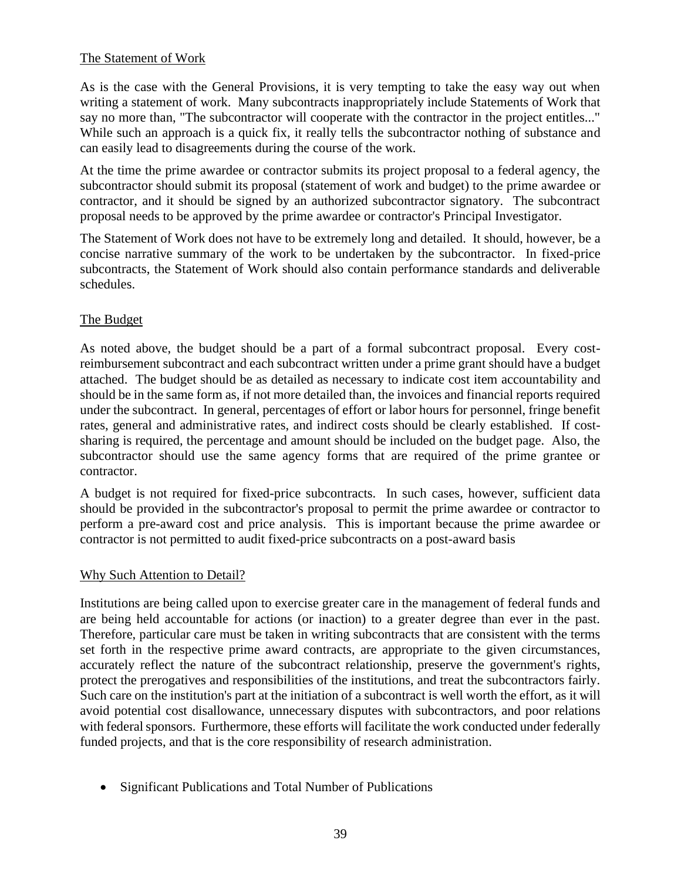The Statement of Work

As is the case with the General Provisions, it is very tempting to take the easy way out when writing a statement of work. Many subcontracts inappropriately include Statements of Work that say no more than, "The subcontractor will cooperate with the contractor in the project entitles..." While such an approach is a quick fix, it really tells the subcontractor nothing of substance and can easily lead to disagreements during the course of the work.

At the time the prime awardee or contractor submits its project proposal to a federal agency, the subcontractor should submit its proposal (statement of work and budget) to the prime awardee or contractor, and it should be signed by an authorized subcontractor signatory. The subcontract proposal needs to be approved by the prime awardee or contractor's Principal Investigator.

The Statement of Work does not have to be extremely long and detailed. It should, however, be a concise narrative summary of the work to be undertaken by the subcontractor. In fixed-price subcontracts, the Statement of Work should also contain performance standards and deliverable schedules.

The Budget

As noted above, the budget should be a part of a formal subcontract proposal. Every cost-reimbursement subcontract and each subcontract written under a prime grant should have a budget attached. The budget should be as detailed as necessary to indicate cost item accountability and should be in the same form as, if not more detailed than, the invoices and financial reports required under the subcontract. In general, percentages of effort or labor hours for personnel, fringe benefit rates, general and administrative rates, and indirect costs should be clearly established. If cost-sharing is required, the percentage and amount should be included on the budget page. Also, the subcontractor should use the same agency forms that are required of the prime grantee or contractor.

A budget is not required for fixed-price subcontracts. In such cases, however, sufficient data should be provided in the subcontractor's proposal to permit the prime awardee or contractor to perform a pre-award cost and price analysis. This is important because the prime awardee or contractor is not permitted to audit fixed-price subcontracts on a post-award basis

Why Such Attention to Detail?

Institutions are being called upon to exercise greater care in the management of federal funds and are being held accountable for actions (or inaction) to a greater degree than ever in the past. Therefore, particular care must be taken in writing subcontracts that are consistent with the terms set forth in the respective prime award contracts, are appropriate to the given circumstances, accurately reflect the nature of the subcontract relationship, preserve the government's rights, protect the prerogatives and responsibilities of the institutions, and treat the subcontractors fairly. Such care on the institution's part at the initiation of a subcontract is well worth the effort, as it will avoid potential cost disallowance, unnecessary disputes with subcontractors, and poor relations with federal sponsors. Furthermore, these efforts will facilitate the work conducted under federally funded projects, and that is the core responsibility of research administration.

- Significant Publications and Total Number of Publications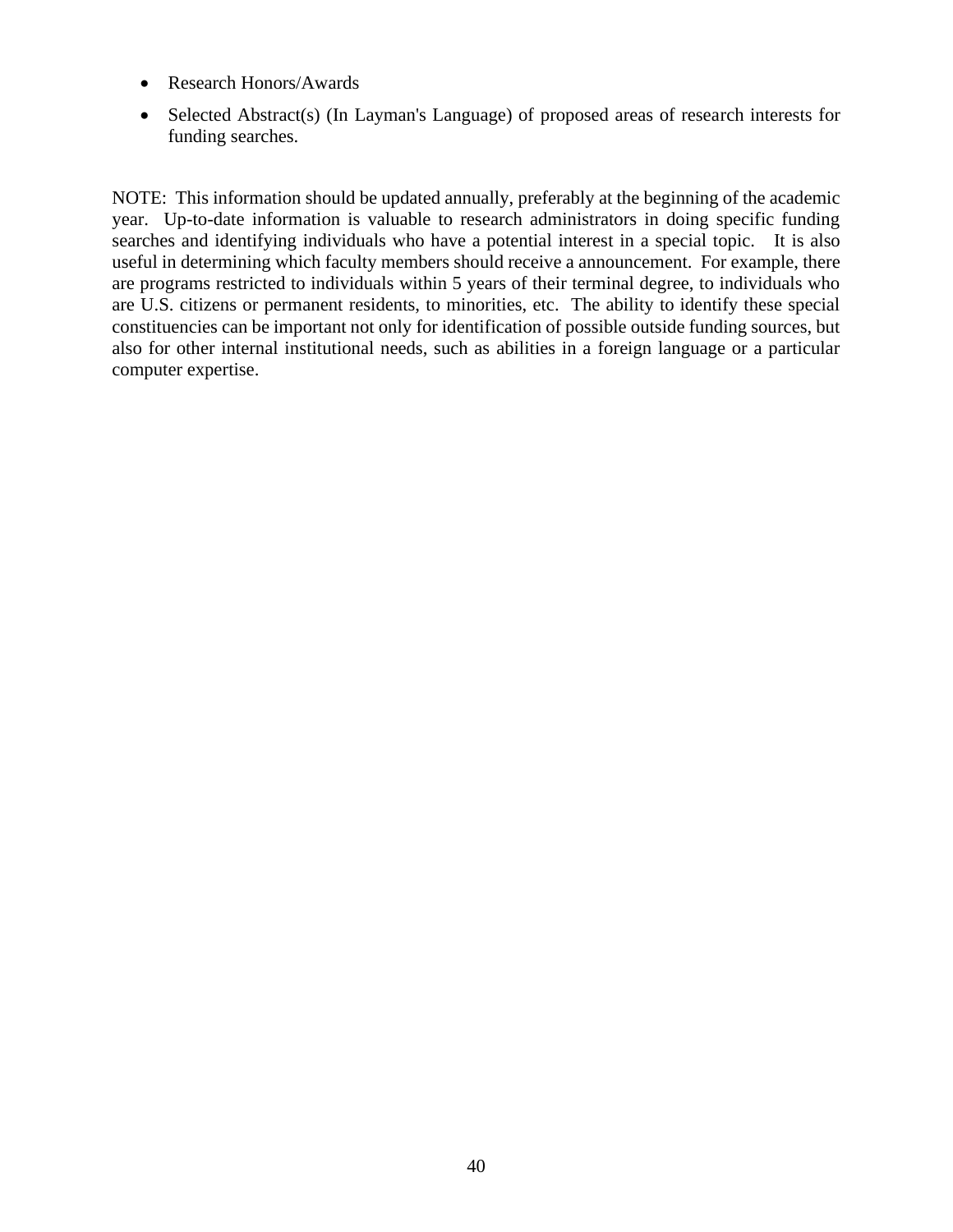- Research Honors/Awards
- Selected Abstract(s) (In Layman's Language) of proposed areas of research interests for funding searches.

NOTE: This information should be updated annually, preferably at the beginning of the academic year. Up-to-date information is valuable to research administrators in doing specific funding searches and identifying individuals who have a potential interest in a special topic. It is also useful in determining which faculty members should receive a announcement. For example, there are programs restricted to individuals within 5 years of their terminal degree, to individuals who are U.S. citizens or permanent residents, to minorities, etc. The ability to identify these special constituencies can be important not only for identification of possible outside funding sources, but also for other internal institutional needs, such as abilities in a foreign language or a particular computer expertise.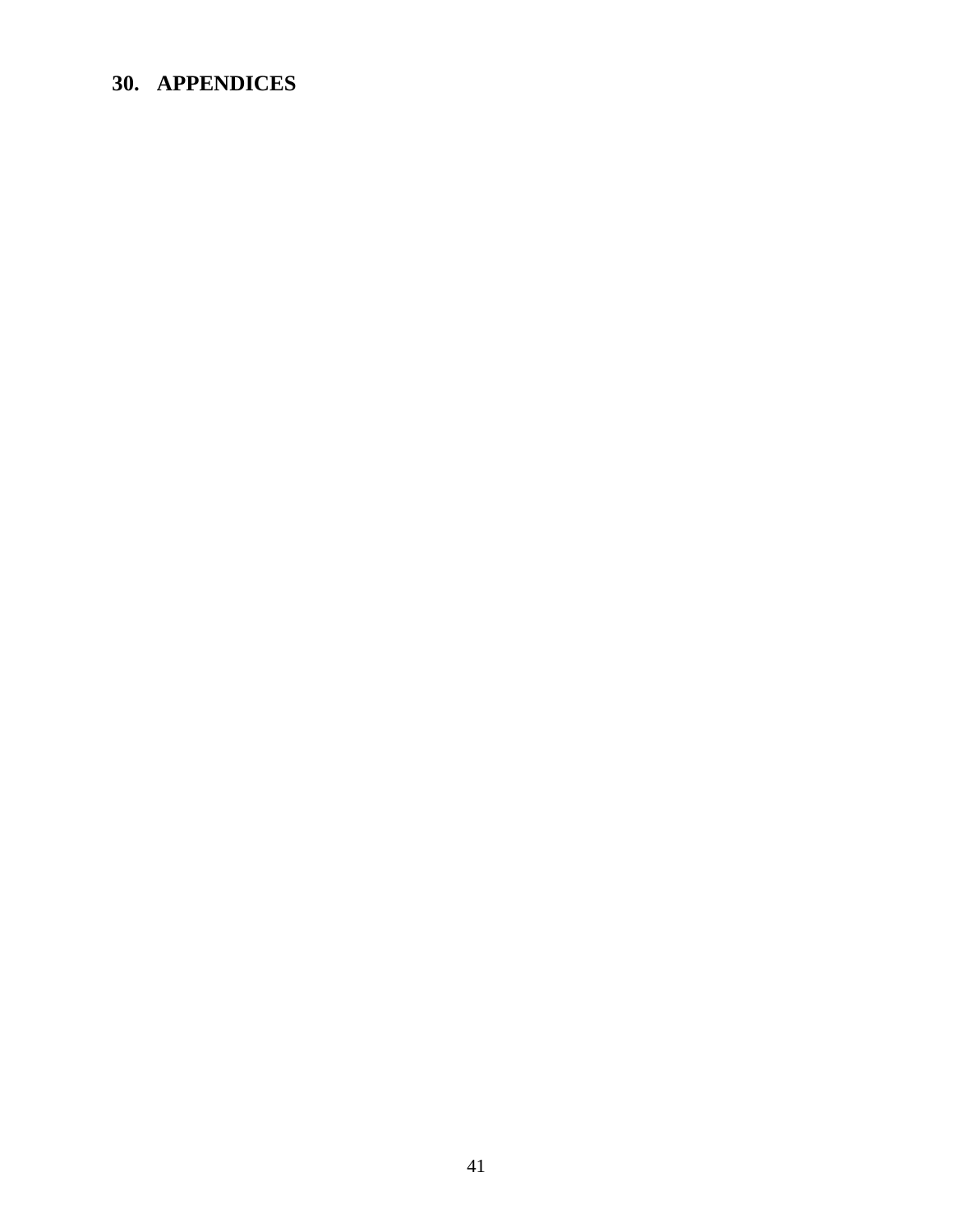## 30. APPENDICES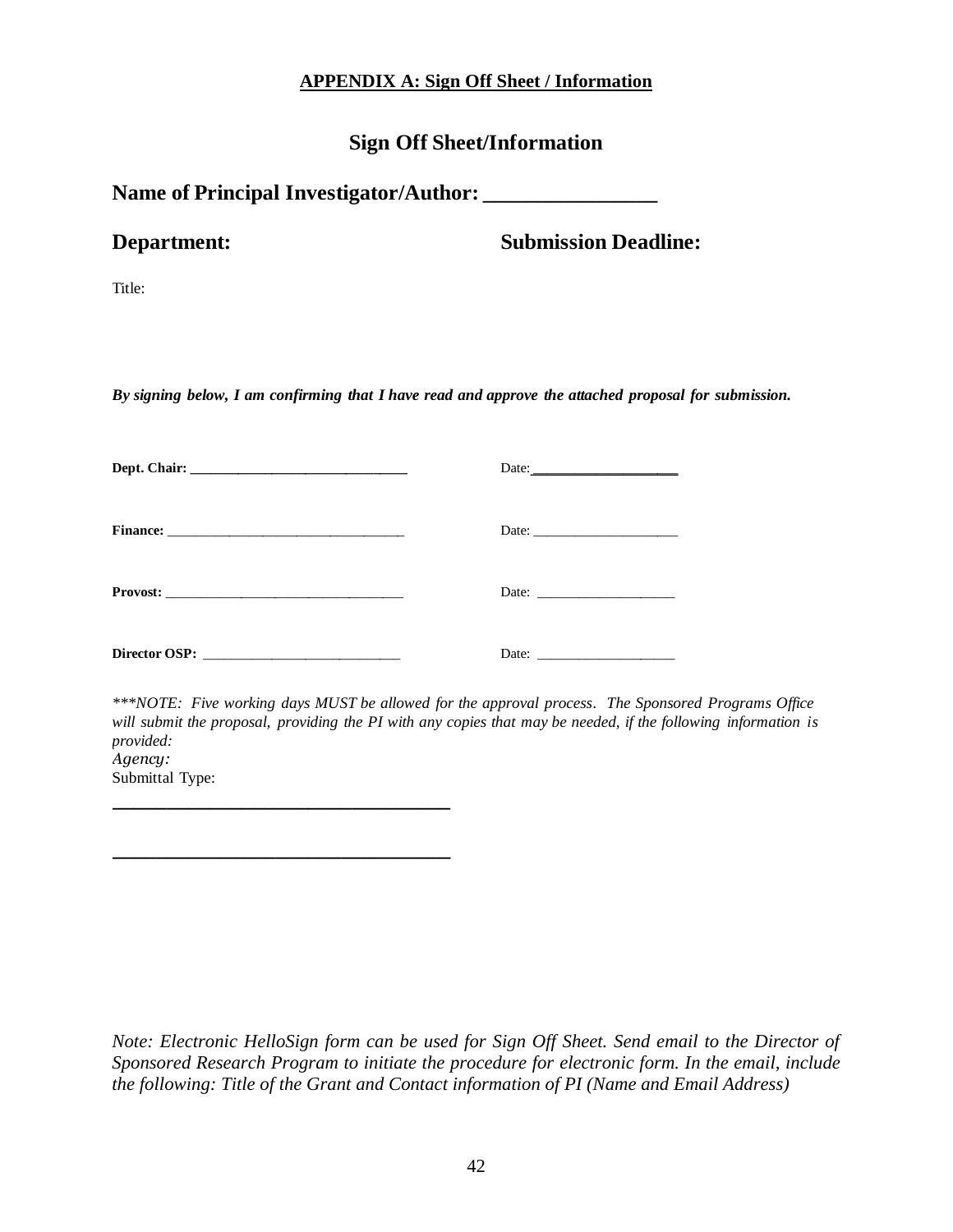**APPENDIX A: Sign Off Sheet / Information**

## Sign Off Sheet/Information

**Name of Principal Investigator/Author: ________________**

**Department:** **Submission Deadline:**

Title:

***By signing below, I am confirming that I have read and approve the attached proposal for submission.***

**Dept. Chair:** ________________________________ Date: ____________________

**Finance:** ___________________________________ Date: ____________________

**Provost:** ___________________________________ Date: ____________________

**Director OSP:** ____________________________ Date: ____________________

*\*\*\*NOTE: Five working days MUST be allowed for the approval process. The Sponsored Programs Office will submit the proposal, providing the PI with any copies that may be needed, if the following information is provided:*

*Agency:*

Submittal Type:

_____________________________________

_____________________________________

*Note: Electronic HelloSign form can be used for Sign Off Sheet. Send email to the Director of Sponsored Research Program to initiate the procedure for electronic form. In the email, include the following: Title of the Grant and Contact information of PI (Name and Email Address)*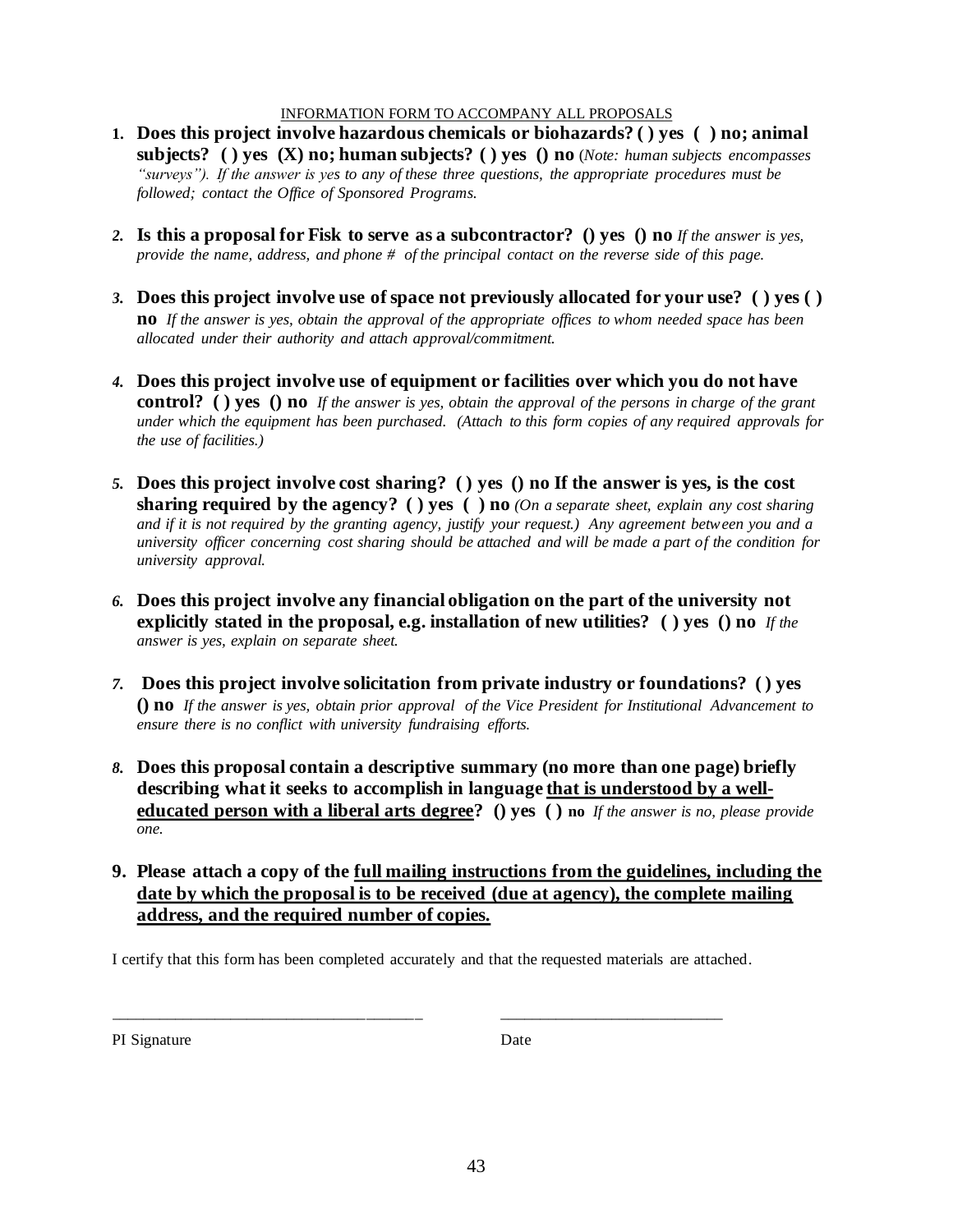INFORMATION FORM TO ACCOMPANY ALL PROPOSALS

1. **Does this project involve hazardous chemicals or biohazards? ( ) yes ( ) no; animal subjects? ( ) yes (X) no; human subjects? ( ) yes () no** (*Note: human subjects encompasses "surveys"). If the answer is yes to any of these three questions, the appropriate procedures must be followed; contact the Office of Sponsored Programs.*

2. **Is this a proposal for Fisk to serve as a subcontractor? () yes () no** *If the answer is yes, provide the name, address, and phone # of the principal contact on the reverse side of this page.*

3. **Does this project involve use of space not previously allocated for your use? ( ) yes ( ) no** *If the answer is yes, obtain the approval of the appropriate offices to whom needed space has been allocated under their authority and attach approval/commitment.*

4. **Does this project involve use of equipment or facilities over which you do not have control? ( ) yes () no** *If the answer is yes, obtain the approval of the persons in charge of the grant under which the equipment has been purchased. (Attach to this form copies of any required approvals for the use of facilities.)*

5. **Does this project involve cost sharing? ( ) yes () no If the answer is yes, is the cost sharing required by the agency? ( ) yes ( ) no** *(On a separate sheet, explain any cost sharing and if it is not required by the granting agency, justify your request.) Any agreement between you and a university officer concerning cost sharing should be attached and will be made a part of the condition for university approval.*

6. **Does this project involve any financial obligation on the part of the university not explicitly stated in the proposal, e.g. installation of new utilities? ( ) yes () no** *If the answer is yes, explain on separate sheet.*

7. **Does this project involve solicitation from private industry or foundations? ( ) yes () no** *If the answer is yes, obtain prior approval of the Vice President for Institutional Advancement to ensure there is no conflict with university fundraising efforts.*

8. **Does this proposal contain a descriptive summary (no more than one page) briefly describing what it seeks to accomplish in language <u>that is understood by a well-educated person with a liberal arts degree</u>? () yes ( ) no** *If the answer is no, please provide one.*

9. **Please attach a copy of the <u>full mailing instructions from the guidelines, including the date by which the proposal is to be received (due at agency), the complete mailing address, and the required number of copies.</u>**

I certify that this form has been completed accurately and that the requested materials are attached.

_____________________________________ ___________________________

PI Signature Date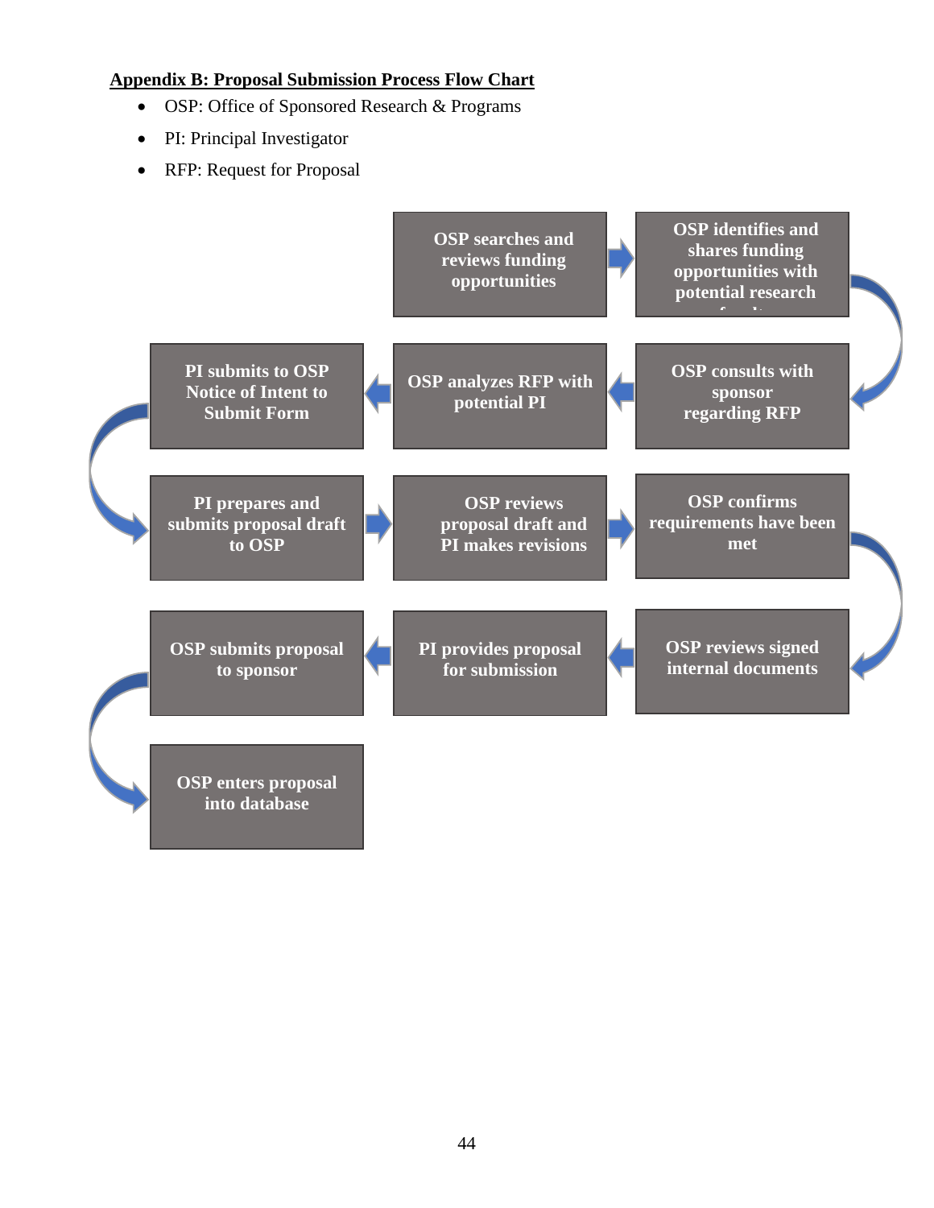## Appendix B: Proposal Submission Process Flow Chart

- OSP: Office of Sponsored Research & Programs
- PI: Principal Investigator
- RFP: Request for Proposal

1. OSP searches and reviews funding opportunities
2. OSP identifies and shares funding opportunities with potential research faculty
3. OSP consults with sponsor regarding RFP
4. OSP analyzes RFP with potential PI
5. PI submits to OSP Notice of Intent to Submit Form
6. PI prepares and submits proposal draft to OSP
7. OSP reviews proposal draft and PI makes revisions
8. OSP confirms requirements have been met
9. OSP reviews signed internal documents
10. PI provides proposal for submission
11. OSP submits proposal to sponsor
12. OSP enters proposal into database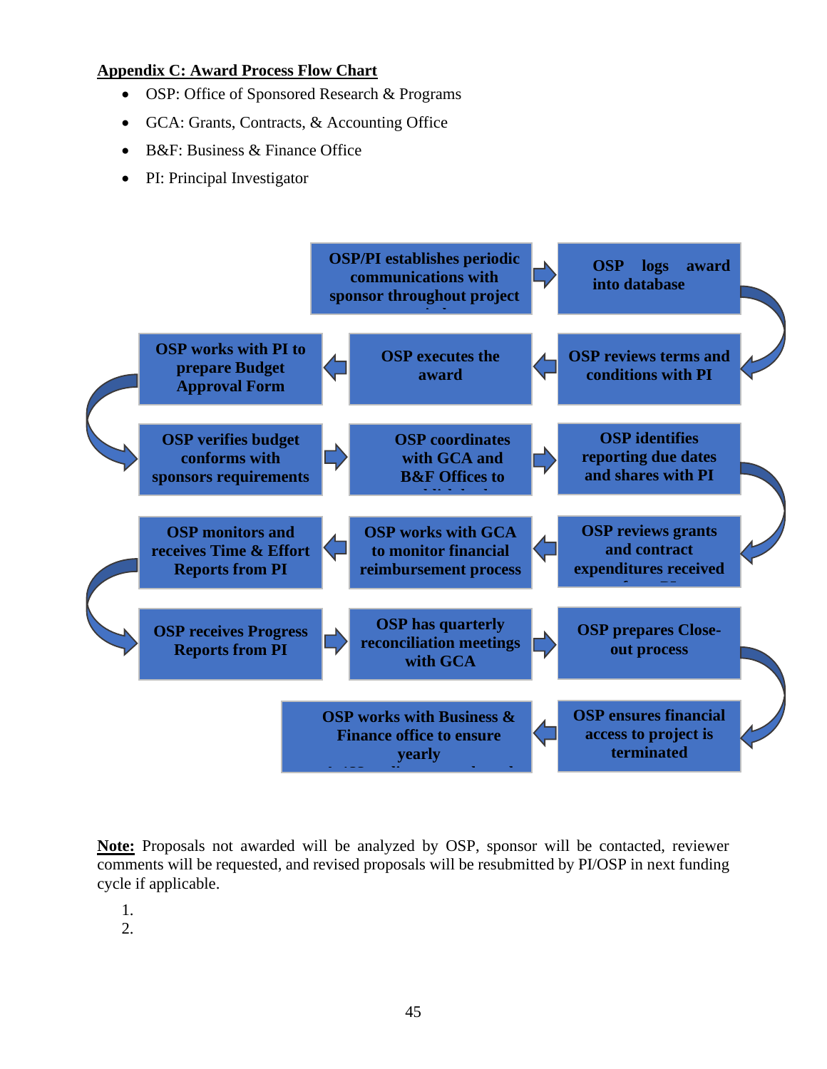**Appendix C: Award Process Flow Chart**

- OSP: Office of Sponsored Research & Programs
- GCA: Grants, Contracts, & Accounting Office
- B&F: Business & Finance Office
- PI: Principal Investigator

OSP/PI establishes periodic communications with sponsor throughout project

OSP logs award into database

OSP reviews terms and conditions with PI

OSP executes the award

OSP works with PI to prepare Budget Approval Form

OSP verifies budget conforms with sponsors requirements

OSP coordinates with GCA and B&F Offices to

OSP identifies reporting due dates and shares with PI

OSP reviews grants and contract expenditures received

OSP works with GCA to monitor financial reimbursement process

OSP monitors and receives Time & Effort Reports from PI

OSP receives Progress Reports from PI

OSP has quarterly reconciliation meetings with GCA

OSP prepares Close-out process

OSP ensures financial access to project is terminated

OSP works with Business & Finance office to ensure yearly

**Note:** Proposals not awarded will be analyzed by OSP, sponsor will be contacted, reviewer comments will be requested, and revised proposals will be resubmitted by PI/OSP in next funding cycle if applicable.

1.
2.